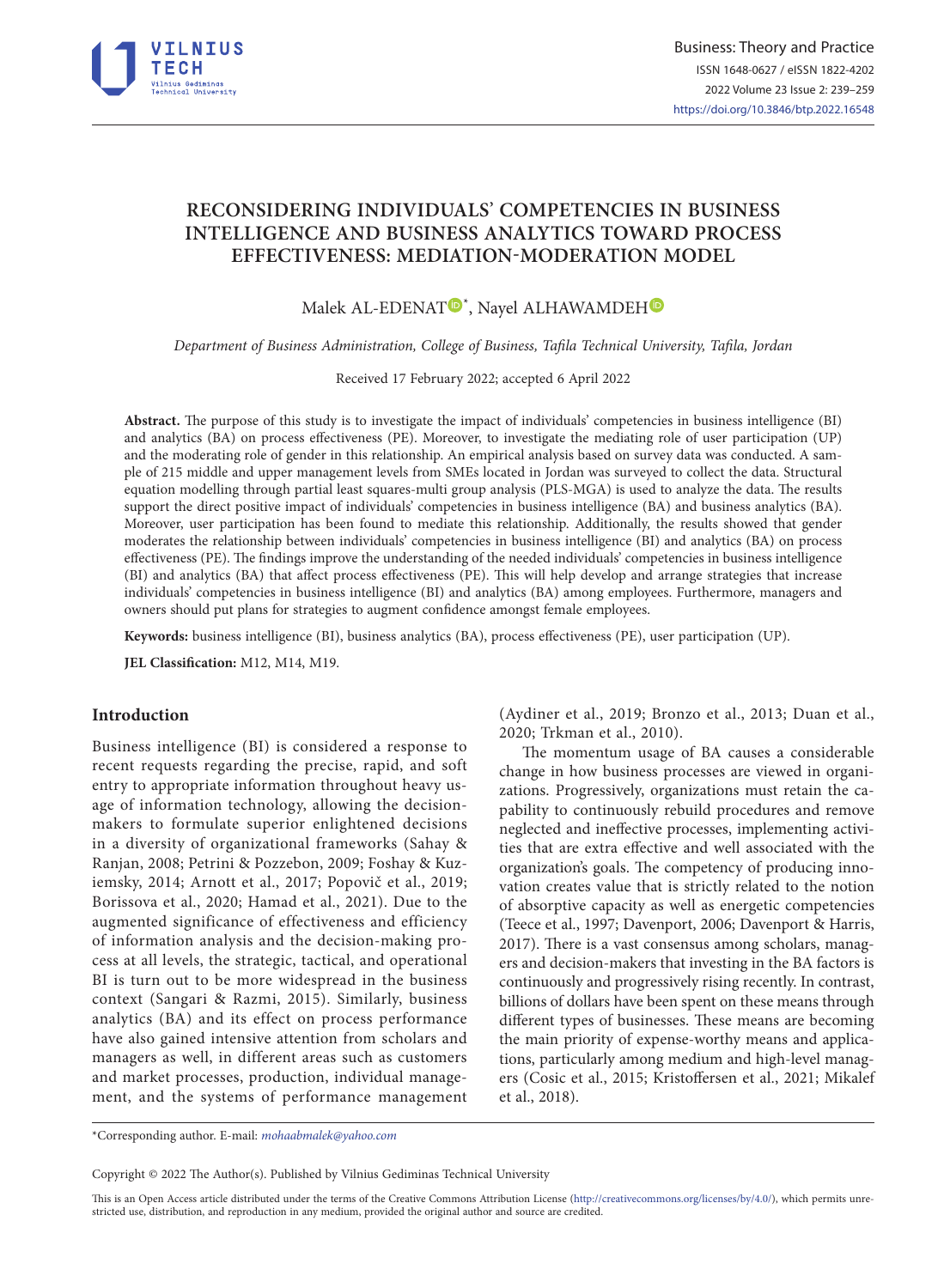# RECONSIDERING INDIVIDUALS' COMPETENCIES IN BUSINESS INTELLIGENCE AND BUSINESS ANALYTICS TOWARD PROCESS EFFECTIVENESS: MEDIATION-MODERATION MODEL

Malek AL-EDENAT*, Nayel ALHAWAMDEH

*Department of Business Administration, College of Business, Tafila Technical University, Tafila, Jordan*

Received 17 February 2022; accepted 6 April 2022

**Abstract.** The purpose of this study is to investigate the impact of individuals' competencies in business intelligence (BI) and analytics (BA) on process effectiveness (PE). Moreover, to investigate the mediating role of user participation (UP) and the moderating role of gender in this relationship. An empirical analysis based on survey data was conducted. A sample of 215 middle and upper management levels from SMEs located in Jordan was surveyed to collect the data. Structural equation modelling through partial least squares-multi group analysis (PLS-MGA) is used to analyze the data. The results support the direct positive impact of individuals' competencies in business intelligence (BA) and business analytics (BA). Moreover, user participation has been found to mediate this relationship. Additionally, the results showed that gender moderates the relationship between individuals' competencies in business intelligence (BI) and analytics (BA) on process effectiveness (PE). The findings improve the understanding of the needed individuals' competencies in business intelligence (BI) and analytics (BA) that affect process effectiveness (PE). This will help develop and arrange strategies that increase individuals' competencies in business intelligence (BI) and analytics (BA) among employees. Furthermore, managers and owners should put plans for strategies to augment confidence amongst female employees.

**Keywords:** business intelligence (BI), business analytics (BA), process effectiveness (PE), user participation (UP).

**JEL Classification:** M12, M14, M19.

## Introduction

Business intelligence (BI) is considered a response to recent requests regarding the precise, rapid, and soft entry to appropriate information throughout heavy usage of information technology, allowing the decision-makers to formulate superior enlightened decisions in a diversity of organizational frameworks (Sahay & Ranjan, 2008; Petrini & Pozzebon, 2009; Foshay & Kuziemsky, 2014; Arnott et al., 2017; Popovič et al., 2019; Borissova et al., 2020; Hamad et al., 2021). Due to the augmented significance of effectiveness and efficiency of information analysis and the decision-making process at all levels, the strategic, tactical, and operational BI is turn out to be more widespread in the business context (Sangari & Razmi, 2015). Similarly, business analytics (BA) and its effect on process performance have also gained intensive attention from scholars and managers as well, in different areas such as customers and market processes, production, individual management, and the systems of performance management (Aydiner et al., 2019; Bronzo et al., 2013; Duan et al., 2020; Trkman et al., 2010).

The momentum usage of BA causes a considerable change in how business processes are viewed in organizations. Progressively, organizations must retain the capability to continuously rebuild procedures and remove neglected and ineffective processes, implementing activities that are extra effective and well associated with the organization's goals. The competency of producing innovation creates value that is strictly related to the notion of absorptive capacity as well as energetic competencies (Teece et al., 1997; Davenport, 2006; Davenport & Harris, 2017). There is a vast consensus among scholars, managers and decision-makers that investing in the BA factors is continuously and progressively rising recently. In contrast, billions of dollars have been spent on these means through different types of businesses. These means are becoming the main priority of expense-worthy means and applications, particularly among medium and high-level managers (Cosic et al., 2015; Kristoffersen et al., 2021; Mikalef et al., 2018).

*Corresponding author. E-mail: *mohaabmalek@yahoo.com*

Copyright © 2022 The Author(s). Published by Vilnius Gediminas Technical University

This is an Open Access article distributed under the terms of the Creative Commons Attribution License (http://creativecommons.org/licenses/by/4.0/), which permits unrestricted use, distribution, and reproduction in any medium, provided the original author and source are credited.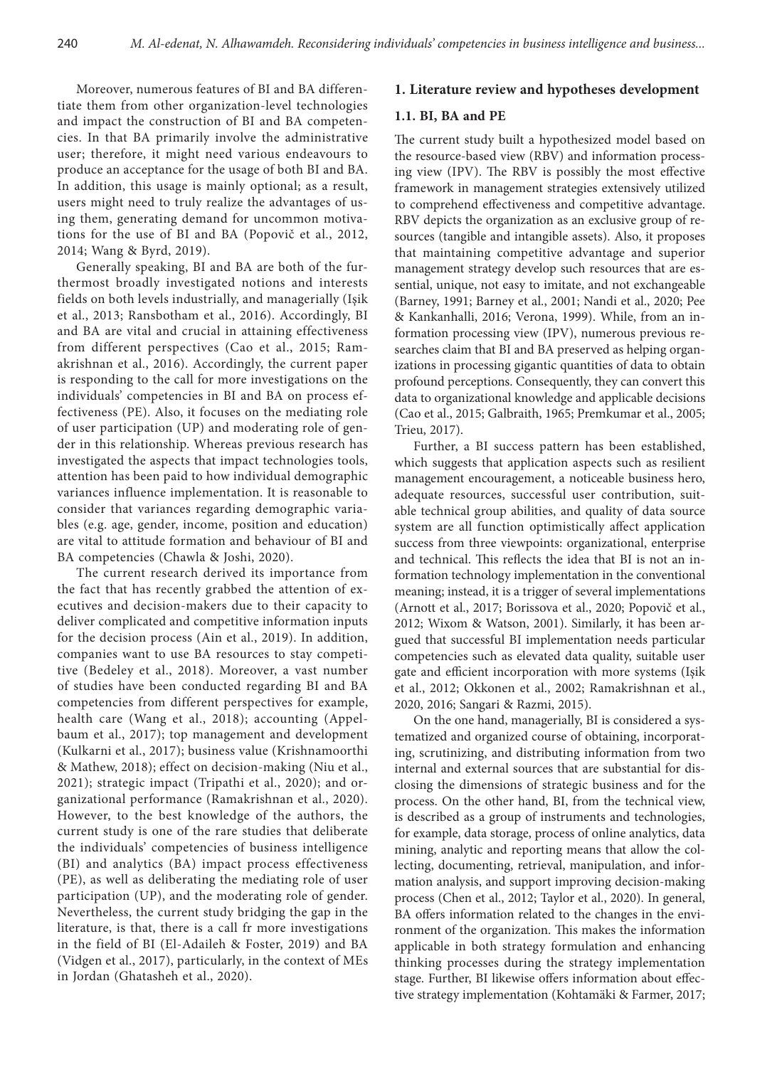Moreover, numerous features of BI and BA differentiate them from other organization-level technologies and impact the construction of BI and BA competencies. In that BA primarily involve the administrative user; therefore, it might need various endeavours to produce an acceptance for the usage of both BI and BA. In addition, this usage is mainly optional; as a result, users might need to truly realize the advantages of using them, generating demand for uncommon motivations for the use of BI and BA (Popovič et al., 2012, 2014; Wang & Byrd, 2019).

Generally speaking, BI and BA are both of the furthermost broadly investigated notions and interests fields on both levels industrially, and managerially (Işik et al., 2013; Ransbotham et al., 2016). Accordingly, BI and BA are vital and crucial in attaining effectiveness from different perspectives (Cao et al., 2015; Ramakrishnan et al., 2016). Accordingly, the current paper is responding to the call for more investigations on the individuals' competencies in BI and BA on process effectiveness (PE). Also, it focuses on the mediating role of user participation (UP) and moderating role of gender in this relationship. Whereas previous research has investigated the aspects that impact technologies tools, attention has been paid to how individual demographic variances influence implementation. It is reasonable to consider that variances regarding demographic variables (e.g. age, gender, income, position and education) are vital to attitude formation and behaviour of BI and BA competencies (Chawla & Joshi, 2020).

The current research derived its importance from the fact that has recently grabbed the attention of executives and decision-makers due to their capacity to deliver complicated and competitive information inputs for the decision process (Ain et al., 2019). In addition, companies want to use BA resources to stay competitive (Bedeley et al., 2018). Moreover, a vast number of studies have been conducted regarding BI and BA competencies from different perspectives for example, health care (Wang et al., 2018); accounting (Appelbaum et al., 2017); top management and development (Kulkarni et al., 2017); business value (Krishnamoorthi & Mathew, 2018); effect on decision-making (Niu et al., 2021); strategic impact (Tripathi et al., 2020); and organizational performance (Ramakrishnan et al., 2020). However, to the best knowledge of the authors, the current study is one of the rare studies that deliberate the individuals' competencies of business intelligence (BI) and analytics (BA) impact process effectiveness (PE), as well as deliberating the mediating role of user participation (UP), and the moderating role of gender. Nevertheless, the current study bridging the gap in the literature, is that, there is a call fr more investigations in the field of BI (El-Adaileh & Foster, 2019) and BA (Vidgen et al., 2017), particularly, in the context of MEs in Jordan (Ghatasheh et al., 2020).

## 1. Literature review and hypotheses development

### 1.1. BI, BA and PE

The current study built a hypothesized model based on the resource-based view (RBV) and information processing view (IPV). The RBV is possibly the most effective framework in management strategies extensively utilized to comprehend effectiveness and competitive advantage. RBV depicts the organization as an exclusive group of resources (tangible and intangible assets). Also, it proposes that maintaining competitive advantage and superior management strategy develop such resources that are essential, unique, not easy to imitate, and not exchangeable (Barney, 1991; Barney et al., 2001; Nandi et al., 2020; Pee & Kankanhalli, 2016; Verona, 1999). While, from an information processing view (IPV), numerous previous researches claim that BI and BA preserved as helping organizations in processing gigantic quantities of data to obtain profound perceptions. Consequently, they can convert this data to organizational knowledge and applicable decisions (Cao et al., 2015; Galbraith, 1965; Premkumar et al., 2005; Trieu, 2017).

Further, a BI success pattern has been established, which suggests that application aspects such as resilient management encouragement, a noticeable business hero, adequate resources, successful user contribution, suitable technical group abilities, and quality of data source system are all function optimistically affect application success from three viewpoints: organizational, enterprise and technical. This reflects the idea that BI is not an information technology implementation in the conventional meaning; instead, it is a trigger of several implementations (Arnott et al., 2017; Borissova et al., 2020; Popovič et al., 2012; Wixom & Watson, 2001). Similarly, it has been argued that successful BI implementation needs particular competencies such as elevated data quality, suitable user gate and efficient incorporation with more systems (Işik et al., 2012; Okkonen et al., 2002; Ramakrishnan et al., 2020, 2016; Sangari & Razmi, 2015).

On the one hand, managerially, BI is considered a systematized and organized course of obtaining, incorporating, scrutinizing, and distributing information from two internal and external sources that are substantial for disclosing the dimensions of strategic business and for the process. On the other hand, BI, from the technical view, is described as a group of instruments and technologies, for example, data storage, process of online analytics, data mining, analytic and reporting means that allow the collecting, documenting, retrieval, manipulation, and information analysis, and support improving decision-making process (Chen et al., 2012; Taylor et al., 2020). In general, BA offers information related to the changes in the environment of the organization. This makes the information applicable in both strategy formulation and enhancing thinking processes during the strategy implementation stage. Further, BI likewise offers information about effective strategy implementation (Kohtamäki & Farmer, 2017;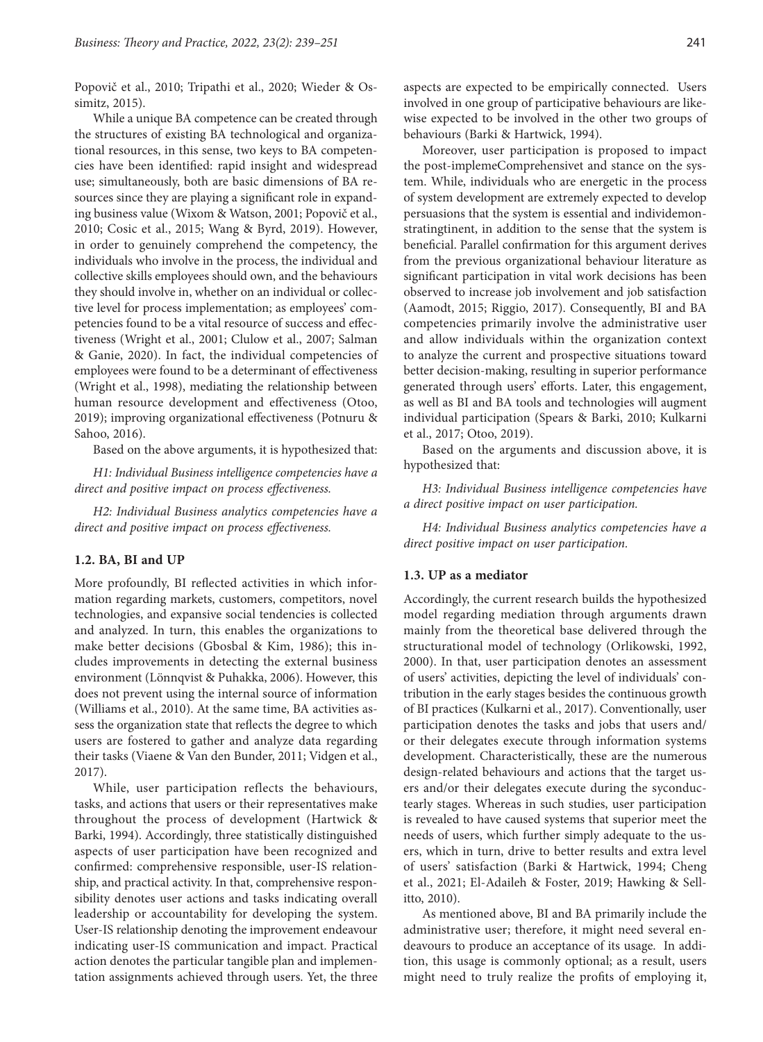Popovič et al., 2010; Tripathi et al., 2020; Wieder & Ossimitz, 2015).

While a unique BA competence can be created through the structures of existing BA technological and organizational resources, in this sense, two keys to BA competencies have been identified: rapid insight and widespread use; simultaneously, both are basic dimensions of BA resources since they are playing a significant role in expanding business value (Wixom & Watson, 2001; Popovič et al., 2010; Cosic et al., 2015; Wang & Byrd, 2019). However, in order to genuinely comprehend the competency, the individuals who involve in the process, the individual and collective skills employees should own, and the behaviours they should involve in, whether on an individual or collective level for process implementation; as employees' competencies found to be a vital resource of success and effectiveness (Wright et al., 2001; Clulow et al., 2007; Salman & Ganie, 2020). In fact, the individual competencies of employees were found to be a determinant of effectiveness (Wright et al., 1998), mediating the relationship between human resource development and effectiveness (Otoo, 2019); improving organizational effectiveness (Potnuru & Sahoo, 2016).

Based on the above arguments, it is hypothesized that:

*H1: Individual Business intelligence competencies have a direct and positive impact on process effectiveness.*

*H2: Individual Business analytics competencies have a direct and positive impact on process effectiveness.*

### 1.2. BA, BI and UP

More profoundly, BI reflected activities in which information regarding markets, customers, competitors, novel technologies, and expansive social tendencies is collected and analyzed. In turn, this enables the organizations to make better decisions (Gbosbal & Kim, 1986); this includes improvements in detecting the external business environment (Lönnqvist & Puhakka, 2006). However, this does not prevent using the internal source of information (Williams et al., 2010). At the same time, BA activities assess the organization state that reflects the degree to which users are fostered to gather and analyze data regarding their tasks (Viaene & Van den Bunder, 2011; Vidgen et al., 2017).

While, user participation reflects the behaviours, tasks, and actions that users or their representatives make throughout the process of development (Hartwick & Barki, 1994). Accordingly, three statistically distinguished aspects of user participation have been recognized and confirmed: comprehensive responsible, user-IS relationship, and practical activity. In that, comprehensive responsibility denotes user actions and tasks indicating overall leadership or accountability for developing the system. User-IS relationship denoting the improvement endeavour indicating user-IS communication and impact. Practical action denotes the particular tangible plan and implementation assignments achieved through users. Yet, the three aspects are expected to be empirically connected. Users involved in one group of participative behaviours are likewise expected to be involved in the other two groups of behaviours (Barki & Hartwick, 1994).

Moreover, user participation is proposed to impact the post-implemeComprehensivet and stance on the system. While, individuals who are energetic in the process of system development are extremely expected to develop persuasions that the system is essential and individemonstratingtinent, in addition to the sense that the system is beneficial. Parallel confirmation for this argument derives from the previous organizational behaviour literature as significant participation in vital work decisions has been observed to increase job involvement and job satisfaction (Aamodt, 2015; Riggio, 2017). Consequently, BI and BA competencies primarily involve the administrative user and allow individuals within the organization context to analyze the current and prospective situations toward better decision-making, resulting in superior performance generated through users' efforts. Later, this engagement, as well as BI and BA tools and technologies will augment individual participation (Spears & Barki, 2010; Kulkarni et al., 2017; Otoo, 2019).

Based on the arguments and discussion above, it is hypothesized that:

*H3: Individual Business intelligence competencies have a direct positive impact on user participation.*

*H4: Individual Business analytics competencies have a direct positive impact on user participation.*

### 1.3. UP as a mediator

Accordingly, the current research builds the hypothesized model regarding mediation through arguments drawn mainly from the theoretical base delivered through the structurational model of technology (Orlikowski, 1992, 2000). In that, user participation denotes an assessment of users' activities, depicting the level of individuals' contribution in the early stages besides the continuous growth of BI practices (Kulkarni et al., 2017). Conventionally, user participation denotes the tasks and jobs that users and/or their delegates execute through information systems development. Characteristically, these are the numerous design-related behaviours and actions that the target users and/or their delegates execute during the syconductearly stages. Whereas in such studies, user participation is revealed to have caused systems that superior meet the needs of users, which further simply adequate to the users, which in turn, drive to better results and extra level of users' satisfaction (Barki & Hartwick, 1994; Cheng et al., 2021; El-Adaileh & Foster, 2019; Hawking & Sellitto, 2010).

As mentioned above, BI and BA primarily include the administrative user; therefore, it might need several endeavours to produce an acceptance of its usage. In addition, this usage is commonly optional; as a result, users might need to truly realize the profits of employing it,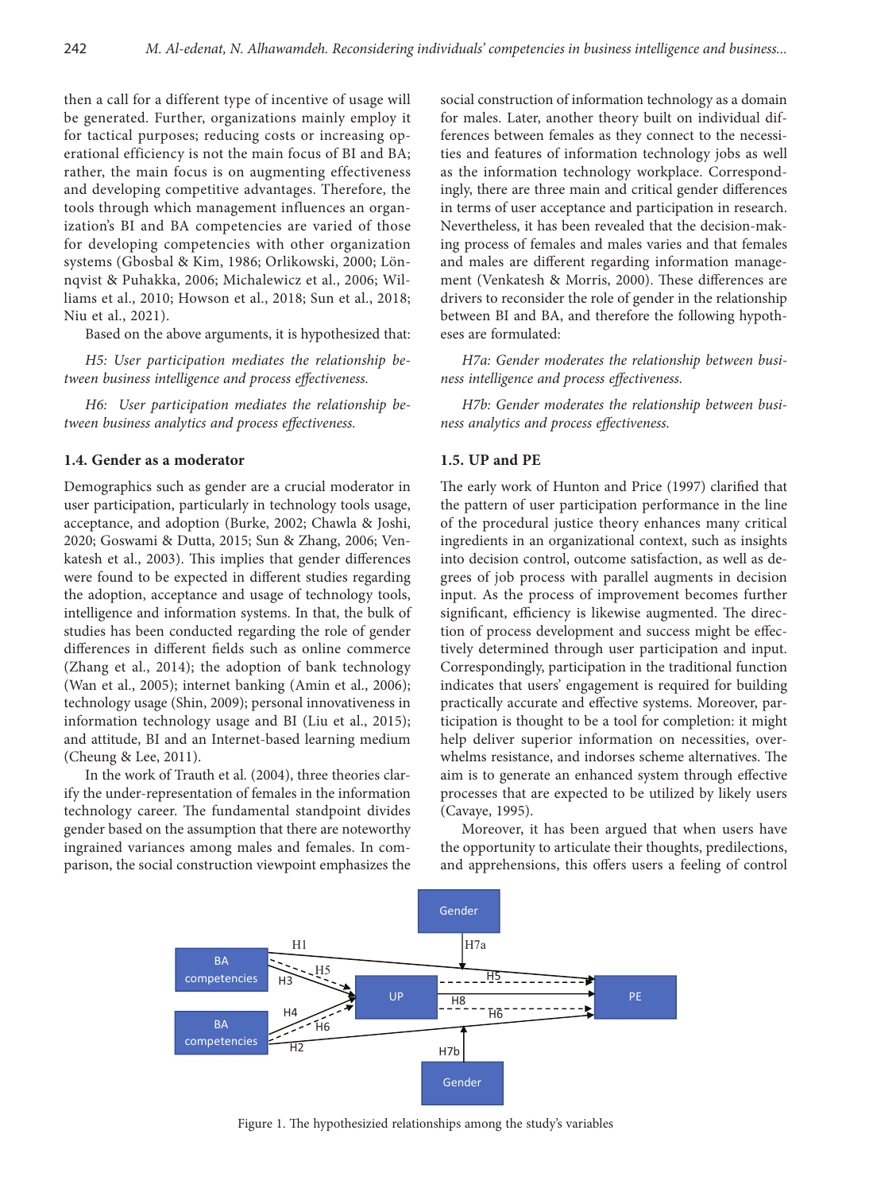then a call for a different type of incentive of usage will be generated. Further, organizations mainly employ it for tactical purposes; reducing costs or increasing operational efficiency is not the main focus of BI and BA; rather, the main focus is on augmenting effectiveness and developing competitive advantages. Therefore, the tools through which management influences an organization's BI and BA competencies are varied of those for developing competencies with other organization systems (Gbosbal & Kim, 1986; Orlikowski, 2000; Lönnqvist & Puhakka, 2006; Michalewicz et al., 2006; Williams et al., 2010; Howson et al., 2018; Sun et al., 2018; Niu et al., 2021).

Based on the above arguments, it is hypothesized that:

*H5: User participation mediates the relationship between business intelligence and process effectiveness.*

*H6: User participation mediates the relationship between business analytics and process effectiveness.*

### 1.4. Gender as a moderator

Demographics such as gender are a crucial moderator in user participation, particularly in technology tools usage, acceptance, and adoption (Burke, 2002; Chawla & Joshi, 2020; Goswami & Dutta, 2015; Sun & Zhang, 2006; Venkatesh et al., 2003). This implies that gender differences were found to be expected in different studies regarding the adoption, acceptance and usage of technology tools, intelligence and information systems. In that, the bulk of studies has been conducted regarding the role of gender differences in different fields such as online commerce (Zhang et al., 2014); the adoption of bank technology (Wan et al., 2005); internet banking (Amin et al., 2006); technology usage (Shin, 2009); personal innovativeness in information technology usage and BI (Liu et al., 2015); and attitude, BI and an Internet-based learning medium (Cheung & Lee, 2011).

In the work of Trauth et al. (2004), three theories clarify the under-representation of females in the information technology career. The fundamental standpoint divides gender based on the assumption that there are noteworthy ingrained variances among males and females. In comparison, the social construction viewpoint emphasizes the social construction of information technology as a domain for males. Later, another theory built on individual differences between females as they connect to the necessities and features of information technology jobs as well as the information technology workplace. Correspondingly, there are three main and critical gender differences in terms of user acceptance and participation in research. Nevertheless, it has been revealed that the decision-making process of females and males varies and that females and males are different regarding information management (Venkatesh & Morris, 2000). These differences are drivers to reconsider the role of gender in the relationship between BI and BA, and therefore the following hypotheses are formulated:

*H7a: Gender moderates the relationship between business intelligence and process effectiveness.*

*H7b: Gender moderates the relationship between business analytics and process effectiveness.*

### 1.5. UP and PE

The early work of Hunton and Price (1997) clarified that the pattern of user participation performance in the line of the procedural justice theory enhances many critical ingredients in an organizational context, such as insights into decision control, outcome satisfaction, as well as degrees of job process with parallel augments in decision input. As the process of improvement becomes further significant, efficiency is likewise augmented. The direction of process development and success might be effectively determined through user participation and input. Correspondingly, participation in the traditional function indicates that users' engagement is required for building practically accurate and effective systems. Moreover, participation is thought to be a tool for completion: it might help deliver superior information on necessities, overwhelms resistance, and indorses scheme alternatives. The aim is to generate an enhanced system through effective processes that are expected to be utilized by likely users (Cavaye, 1995).

Moreover, it has been argued that when users have the opportunity to articulate their thoughts, predilections, and apprehensions, this offers users a feeling of control

Figure 1. The hypothesizied relationships among the study's variables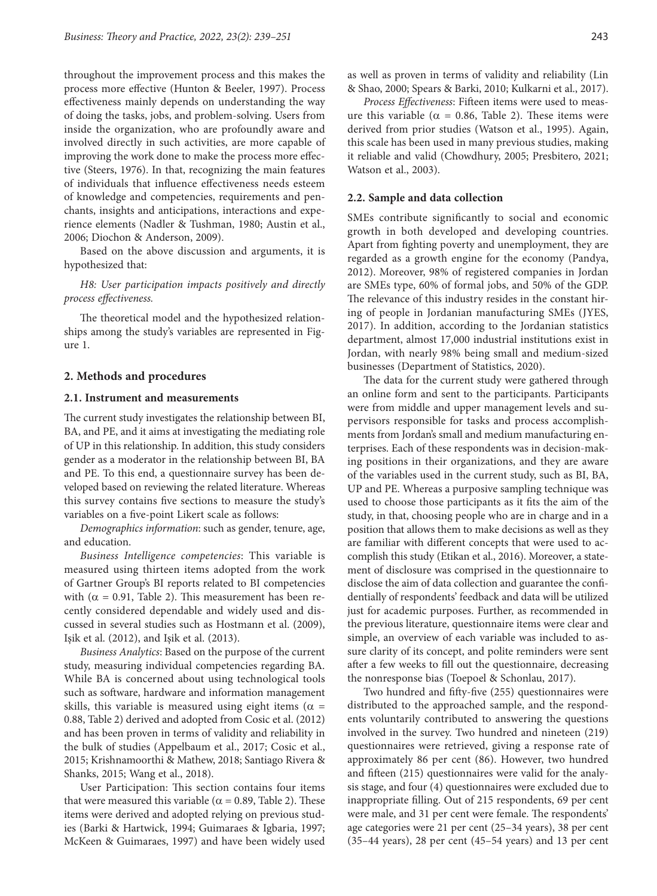throughout the improvement process and this makes the process more effective (Hunton & Beeler, 1997). Process effectiveness mainly depends on understanding the way of doing the tasks, jobs, and problem-solving. Users from inside the organization, who are profoundly aware and involved directly in such activities, are more capable of improving the work done to make the process more effective (Steers, 1976). In that, recognizing the main features of individuals that influence effectiveness needs esteem of knowledge and competencies, requirements and penchants, insights and anticipations, interactions and experience elements (Nadler & Tushman, 1980; Austin et al., 2006; Diochon & Anderson, 2009).

Based on the above discussion and arguments, it is hypothesized that:

*H8: User participation impacts positively and directly process effectiveness.*

The theoretical model and the hypothesized relationships among the study's variables are represented in Figure 1.

## 2. Methods and procedures

### 2.1. Instrument and measurements

The current study investigates the relationship between BI, BA, and PE, and it aims at investigating the mediating role of UP in this relationship. In addition, this study considers gender as a moderator in the relationship between BI, BA and PE. To this end, a questionnaire survey has been developed based on reviewing the related literature. Whereas this survey contains five sections to measure the study's variables on a five-point Likert scale as follows:

*Demographics information*: such as gender, tenure, age, and education.

*Business Intelligence competencies*: This variable is measured using thirteen items adopted from the work of Gartner Group's BI reports related to BI competencies with ($\alpha$ = 0.91, Table 2). This measurement has been recently considered dependable and widely used and discussed in several studies such as Hostmann et al. (2009), Işik et al. (2012), and Işik et al. (2013).

*Business Analytics*: Based on the purpose of the current study, measuring individual competencies regarding BA. While BA is concerned about using technological tools such as software, hardware and information management skills, this variable is measured using eight items ($\alpha$ = 0.88, Table 2) derived and adopted from Cosic et al. (2012) and has been proven in terms of validity and reliability in the bulk of studies (Appelbaum et al., 2017; Cosic et al., 2015; Krishnamoorthi & Mathew, 2018; Santiago Rivera & Shanks, 2015; Wang et al., 2018).

User Participation: This section contains four items that were measured this variable ($\alpha$ = 0.89, Table 2). These items were derived and adopted relying on previous studies (Barki & Hartwick, 1994; Guimaraes & Igbaria, 1997; McKeen & Guimaraes, 1997) and have been widely used as well as proven in terms of validity and reliability (Lin & Shao, 2000; Spears & Barki, 2010; Kulkarni et al., 2017).

*Process Effectiveness*: Fifteen items were used to measure this variable ($\alpha$ = 0.86, Table 2). These items were derived from prior studies (Watson et al., 1995). Again, this scale has been used in many previous studies, making it reliable and valid (Chowdhury, 2005; Presbitero, 2021; Watson et al., 2003).

### 2.2. Sample and data collection

SMEs contribute significantly to social and economic growth in both developed and developing countries. Apart from fighting poverty and unemployment, they are regarded as a growth engine for the economy (Pandya, 2012). Moreover, 98% of registered companies in Jordan are SMEs type, 60% of formal jobs, and 50% of the GDP. The relevance of this industry resides in the constant hiring of people in Jordanian manufacturing SMEs (JYES, 2017). In addition, according to the Jordanian statistics department, almost 17,000 industrial institutions exist in Jordan, with nearly 98% being small and medium-sized businesses (Department of Statistics, 2020).

The data for the current study were gathered through an online form and sent to the participants. Participants were from middle and upper management levels and supervisors responsible for tasks and process accomplishments from Jordan's small and medium manufacturing enterprises. Each of these respondents was in decision-making positions in their organizations, and they are aware of the variables used in the current study, such as BI, BA, UP and PE. Whereas a purposive sampling technique was used to choose those participants as it fits the aim of the study, in that, choosing people who are in charge and in a position that allows them to make decisions as well as they are familiar with different concepts that were used to accomplish this study (Etikan et al., 2016). Moreover, a statement of disclosure was comprised in the questionnaire to disclose the aim of data collection and guarantee the confidentially of respondents' feedback and data will be utilized just for academic purposes. Further, as recommended in the previous literature, questionnaire items were clear and simple, an overview of each variable was included to assure clarity of its concept, and polite reminders were sent after a few weeks to fill out the questionnaire, decreasing the nonresponse bias (Toepoel & Schonlau, 2017).

Two hundred and fifty-five (255) questionnaires were distributed to the approached sample, and the respondents voluntarily contributed to answering the questions involved in the survey. Two hundred and nineteen (219) questionnaires were retrieved, giving a response rate of approximately 86 per cent (86). However, two hundred and fifteen (215) questionnaires were valid for the analysis stage, and four (4) questionnaires were excluded due to inappropriate filling. Out of 215 respondents, 69 per cent were male, and 31 per cent were female. The respondents' age categories were 21 per cent (25–34 years), 38 per cent (35–44 years), 28 per cent (45–54 years) and 13 per cent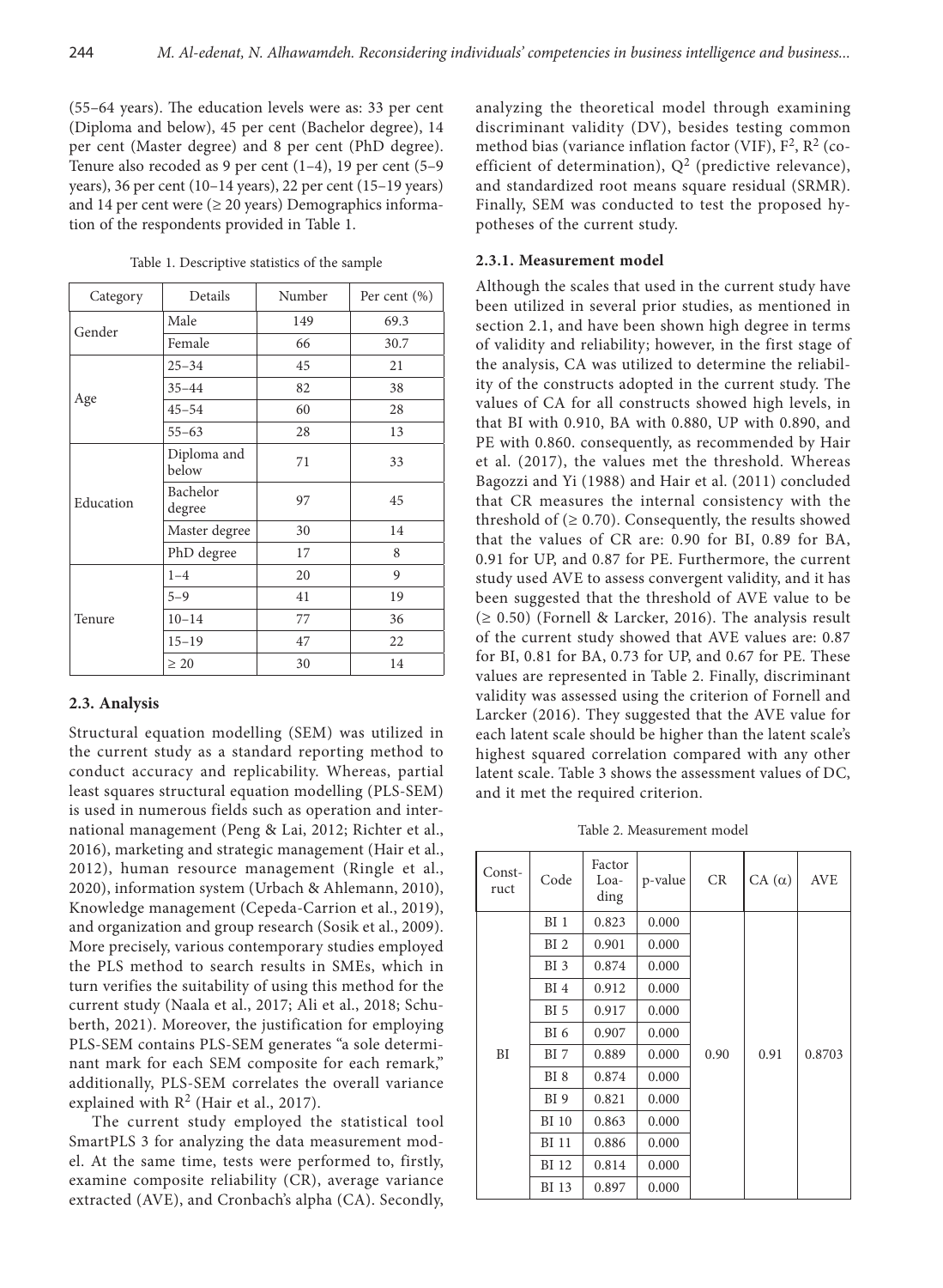(55–64 years). The education levels were as: 33 per cent (Diploma and below), 45 per cent (Bachelor degree), 14 per cent (Master degree) and 8 per cent (PhD degree). Tenure also recoded as 9 per cent (1–4), 19 per cent (5–9 years), 36 per cent (10–14 years), 22 per cent (15–19 years) and 14 per cent were (≥ 20 years) Demographics information of the respondents provided in Table 1.

Table 1. Descriptive statistics of the sample

| Category | Details | Number | Per cent (%) |
|---|---|---|---|
| Gender | Male | 149 | 69.3 |
| | Female | 66 | 30.7 |
| Age | 25–34 | 45 | 21 |
| | 35–44 | 82 | 38 |
| | 45–54 | 60 | 28 |
| | 55–63 | 28 | 13 |
| Education | Diploma and below | 71 | 33 |
| | Bachelor degree | 97 | 45 |
| | Master degree | 30 | 14 |
| | PhD degree | 17 | 8 |
| Tenure | 1–4 | 20 | 9 |
| | 5–9 | 41 | 19 |
| | 10–14 | 77 | 36 |
| | 15–19 | 47 | 22 |
| | ≥ 20 | 30 | 14 |

### 2.3. Analysis

Structural equation modelling (SEM) was utilized in the current study as a standard reporting method to conduct accuracy and replicability. Whereas, partial least squares structural equation modelling (PLS-SEM) is used in numerous fields such as operation and international management (Peng & Lai, 2012; Richter et al., 2016), marketing and strategic management (Hair et al., 2012), human resource management (Ringle et al., 2020), information system (Urbach & Ahlemann, 2010), Knowledge management (Cepeda-Carrion et al., 2019), and organization and group research (Sosik et al., 2009). More precisely, various contemporary studies employed the PLS method to search results in SMEs, which in turn verifies the suitability of using this method for the current study (Naala et al., 2017; Ali et al., 2018; Schuberth, 2021). Moreover, the justification for employing PLS-SEM contains PLS-SEM generates "a sole determinant mark for each SEM composite for each remark," additionally, PLS-SEM correlates the overall variance explained with $R^2$ (Hair et al., 2017).

The current study employed the statistical tool SmartPLS 3 for analyzing the data measurement model. At the same time, tests were performed to, firstly, examine composite reliability (CR), average variance extracted (AVE), and Cronbach's alpha (CA). Secondly, analyzing the theoretical model through examining discriminant validity (DV), besides testing common method bias (variance inflation factor (VIF), $F^2$, $R^2$ (coefficient of determination), $Q^2$ (predictive relevance), and standardized root means square residual (SRMR). Finally, SEM was conducted to test the proposed hypotheses of the current study.

#### 2.3.1. Measurement model

Although the scales that used in the current study have been utilized in several prior studies, as mentioned in section 2.1, and have been shown high degree in terms of validity and reliability; however, in the first stage of the analysis, CA was utilized to determine the reliability of the constructs adopted in the current study. The values of CA for all constructs showed high levels, in that BI with 0.910, BA with 0.880, UP with 0.890, and PE with 0.860. consequently, as recommended by Hair et al. (2017), the values met the threshold. Whereas Bagozzi and Yi (1988) and Hair et al. (2011) concluded that CR measures the internal consistency with the threshold of (≥ 0.70). Consequently, the results showed that the values of CR are: 0.90 for BI, 0.89 for BA, 0.91 for UP, and 0.87 for PE. Furthermore, the current study used AVE to assess convergent validity, and it has been suggested that the threshold of AVE value to be (≥ 0.50) (Fornell & Larcker, 2016). The analysis result of the current study showed that AVE values are: 0.87 for BI, 0.81 for BA, 0.73 for UP, and 0.67 for PE. These values are represented in Table 2. Finally, discriminant validity was assessed using the criterion of Fornell and Larcker (2016). They suggested that the AVE value for each latent scale should be higher than the latent scale's highest squared correlation compared with any other latent scale. Table 3 shows the assessment values of DC, and it met the required criterion.

Table 2. Measurement model

| Construct | Code | Factor Loading | p-value | CR | CA (α) | AVE |
|---|---|---|---|---|---|---|
| BI | BI 1 | 0.823 | 0.000 | 0.90 | 0.91 | 0.8703 |
| | BI 2 | 0.901 | 0.000 | | | |
| | BI 3 | 0.874 | 0.000 | | | |
| | BI 4 | 0.912 | 0.000 | | | |
| | BI 5 | 0.917 | 0.000 | | | |
| | BI 6 | 0.907 | 0.000 | | | |
| | BI 7 | 0.889 | 0.000 | | | |
| | BI 8 | 0.874 | 0.000 | | | |
| | BI 9 | 0.821 | 0.000 | | | |
| | BI 10 | 0.863 | 0.000 | | | |
| | BI 11 | 0.886 | 0.000 | | | |
| | BI 12 | 0.814 | 0.000 | | | |
| | BI 13 | 0.897 | 0.000 | | | |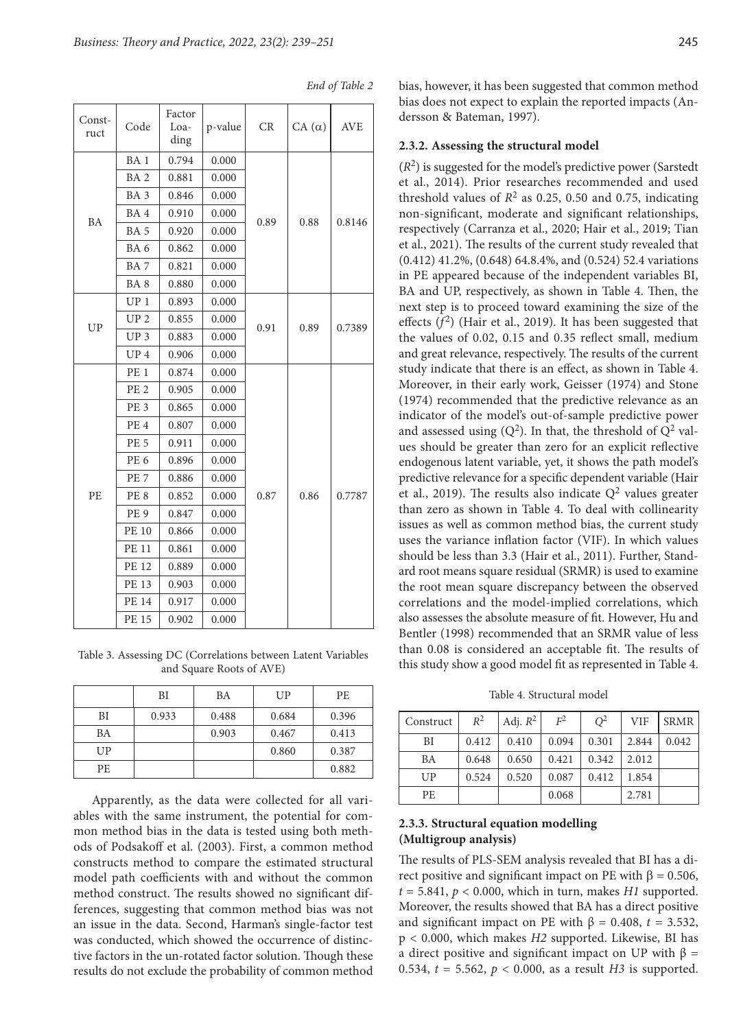*End of Table 2*

| Construct | Code | Factor Loading | p-value | CR | CA (α) | AVE |
|---|---|---|---|---|---|---|
| BA | BA 1 | 0.794 | 0.000 | 0.89 | 0.88 | 0.8146 |
| | BA 2 | 0.881 | 0.000 | | | |
| | BA 3 | 0.846 | 0.000 | | | |
| | BA 4 | 0.910 | 0.000 | | | |
| | BA 5 | 0.920 | 0.000 | | | |
| | BA 6 | 0.862 | 0.000 | | | |
| | BA 7 | 0.821 | 0.000 | | | |
| | BA 8 | 0.880 | 0.000 | | | |
| UP | UP 1 | 0.893 | 0.000 | 0.91 | 0.89 | 0.7389 |
| | UP 2 | 0.855 | 0.000 | | | |
| | UP 3 | 0.883 | 0.000 | | | |
| | UP 4 | 0.906 | 0.000 | | | |
| PE | PE 1 | 0.874 | 0.000 | 0.87 | 0.86 | 0.7787 |
| | PE 2 | 0.905 | 0.000 | | | |
| | PE 3 | 0.865 | 0.000 | | | |
| | PE 4 | 0.807 | 0.000 | | | |
| | PE 5 | 0.911 | 0.000 | | | |
| | PE 6 | 0.896 | 0.000 | | | |
| | PE 7 | 0.886 | 0.000 | | | |
| | PE 8 | 0.852 | 0.000 | | | |
| | PE 9 | 0.847 | 0.000 | | | |
| | PE 10 | 0.866 | 0.000 | | | |
| | PE 11 | 0.861 | 0.000 | | | |
| | PE 12 | 0.889 | 0.000 | | | |
| | PE 13 | 0.903 | 0.000 | | | |
| | PE 14 | 0.917 | 0.000 | | | |
| | PE 15 | 0.902 | 0.000 | | | |

Table 3. Assessing DC (Correlations between Latent Variables and Square Roots of AVE)

| | BI | BA | UP | PE |
|---|---|---|---|---|
| BI | 0.933 | 0.488 | 0.684 | 0.396 |
| BA | | 0.903 | 0.467 | 0.413 |
| UP | | | 0.860 | 0.387 |
| PE | | | | 0.882 |

Apparently, as the data were collected for all variables with the same instrument, the potential for common method bias in the data is tested using both methods of Podsakoff et al. (2003). First, a common method constructs method to compare the estimated structural model path coefficients with and without the common method construct. The results showed no significant differences, suggesting that common method bias was not an issue in the data. Second, Harman's single-factor test was conducted, which showed the occurrence of distinctive factors in the un-rotated factor solution. Though these results do not exclude the probability of common method bias, however, it has been suggested that common method bias does not expect to explain the reported impacts (Andersson & Bateman, 1997).

### 2.3.2. Assessing the structural model

($R^2$) is suggested for the model's predictive power (Sarstedt et al., 2014). Prior researches recommended and used threshold values of $R^2$ as 0.25, 0.50 and 0.75, indicating non-significant, moderate and significant relationships, respectively (Carranza et al., 2020; Hair et al., 2019; Tian et al., 2021). The results of the current study revealed that (0.412) 41.2%, (0.648) 64.8.4%, and (0.524) 52.4 variations in PE appeared because of the independent variables BI, BA and UP, respectively, as shown in Table 4. Then, the next step is to proceed toward examining the size of the effects ($f^2$) (Hair et al., 2019). It has been suggested that the values of 0.02, 0.15 and 0.35 reflect small, medium and great relevance, respectively. The results of the current study indicate that there is an effect, as shown in Table 4. Moreover, in their early work, Geisser (1974) and Stone (1974) recommended that the predictive relevance as an indicator of the model's out-of-sample predictive power and assessed using ($Q^2$). In that, the threshold of $Q^2$ values should be greater than zero for an explicit reflective endogenous latent variable, yet, it shows the path model's predictive relevance for a specific dependent variable (Hair et al., 2019). The results also indicate $Q^2$ values greater than zero as shown in Table 4. To deal with collinearity issues as well as common method bias, the current study uses the variance inflation factor (VIF). In which values should be less than 3.3 (Hair et al., 2011). Further, Standard root means square residual (SRMR) is used to examine the root mean square discrepancy between the observed correlations and the model-implied correlations, which also assesses the absolute measure of fit. However, Hu and Bentler (1998) recommended that an SRMR value of less than 0.08 is considered an acceptable fit. The results of this study show a good model fit as represented in Table 4.

Table 4. Structural model

| Construct | $R^2$ | Adj. $R^2$ | $F^2$ | $Q^2$ | VIF | SRMR |
|---|---|---|---|---|---|---|
| BI | 0.412 | 0.410 | 0.094 | 0.301 | 2.844 | 0.042 |
| BA | 0.648 | 0.650 | 0.421 | 0.342 | 2.012 | |
| UP | 0.524 | 0.520 | 0.087 | 0.412 | 1.854 | |
| PE | | | 0.068 | | 2.781 | |

### 2.3.3. Structural equation modelling (Multigroup analysis)

The results of PLS-SEM analysis revealed that BI has a direct positive and significant impact on PE with $\beta = 0.506$, $t = 5.841$, $p < 0.000$, which in turn, makes *H1* supported. Moreover, the results showed that BA has a direct positive and significant impact on PE with $\beta = 0.408$, $t = 3.532$, $p < 0.000$, which makes *H2* supported. Likewise, BI has a direct positive and significant impact on UP with $\beta = 0.534$, $t = 5.562$, $p < 0.000$, as a result *H3* is supported.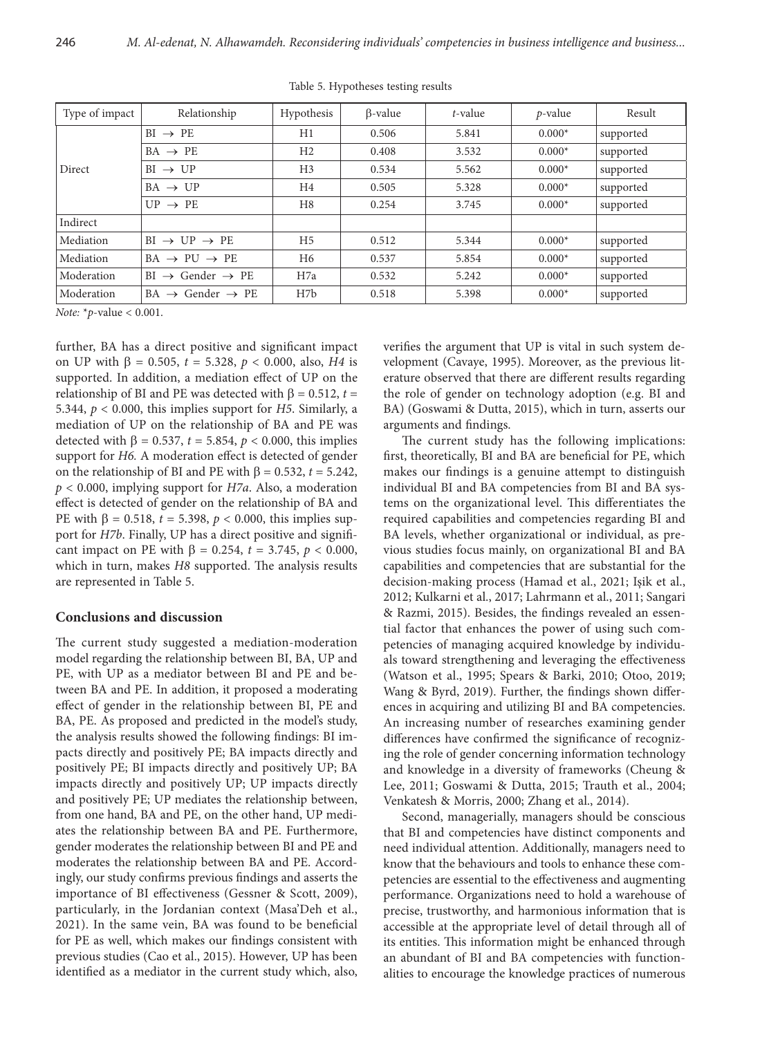Table 5. Hypotheses testing results

| Type of impact | Relationship | Hypothesis | β-value | *t*-value | *p*-value | Result |
|---|---|---|---|---|---|---|
| Direct | BI → PE | H1 | 0.506 | 5.841 | 0.000* | supported |
| | BA → PE | H2 | 0.408 | 3.532 | 0.000* | supported |
| | BI → UP | H3 | 0.534 | 5.562 | 0.000* | supported |
| | BA → UP | H4 | 0.505 | 5.328 | 0.000* | supported |
| | UP → PE | H8 | 0.254 | 3.745 | 0.000* | supported |
| Indirect | | | | | | |
| Mediation | BI → UP → PE | H5 | 0.512 | 5.344 | 0.000* | supported |
| Mediation | BA → PU → PE | H6 | 0.537 | 5.854 | 0.000* | supported |
| Moderation | BI → Gender → PE | H7a | 0.532 | 5.242 | 0.000* | supported |
| Moderation | BA → Gender → PE | H7b | 0.518 | 5.398 | 0.000* | supported |

*Note:* \*$p$-value $< 0.001$.

further, BA has a direct positive and significant impact on UP with $\beta = 0.505$, $t = 5.328$, $p < 0.000$, also, *H4* is supported. In addition, a mediation effect of UP on the relationship of BI and PE was detected with $\beta = 0.512$, $t = 5.344$, $p < 0.000$, this implies support for *H5*. Similarly, a mediation of UP on the relationship of BA and PE was detected with $\beta = 0.537$, $t = 5.854$, $p < 0.000$, this implies support for *H6*. A moderation effect is detected of gender on the relationship of BI and PE with $\beta = 0.532$, $t = 5.242$, $p < 0.000$, implying support for *H7a*. Also, a moderation effect is detected of gender on the relationship of BA and PE with $\beta = 0.518$, $t = 5.398$, $p < 0.000$, this implies support for *H7b*. Finally, UP has a direct positive and significant impact on PE with $\beta = 0.254$, $t = 3.745$, $p < 0.000$, which in turn, makes *H8* supported. The analysis results are represented in Table 5.

## Conclusions and discussion

The current study suggested a mediation-moderation model regarding the relationship between BI, BA, UP and PE, with UP as a mediator between BI and PE and between BA and PE. In addition, it proposed a moderating effect of gender in the relationship between BI, PE and BA, PE. As proposed and predicted in the model's study, the analysis results showed the following findings: BI impacts directly and positively PE; BA impacts directly and positively PE; BI impacts directly and positively UP; BA impacts directly and positively UP; UP impacts directly and positively PE; UP mediates the relationship between, from one hand, BA and PE, on the other hand, UP mediates the relationship between BA and PE. Furthermore, gender moderates the relationship between BI and PE and moderates the relationship between BA and PE. Accordingly, our study confirms previous findings and asserts the importance of BI effectiveness (Gessner & Scott, 2009), particularly, in the Jordanian context (Masa'Deh et al., 2021). In the same vein, BA was found to be beneficial for PE as well, which makes our findings consistent with previous studies (Cao et al., 2015). However, UP has been identified as a mediator in the current study which, also, verifies the argument that UP is vital in such system development (Cavaye, 1995). Moreover, as the previous literature observed that there are different results regarding the role of gender on technology adoption (e.g. BI and BA) (Goswami & Dutta, 2015), which in turn, asserts our arguments and findings.

The current study has the following implications: first, theoretically, BI and BA are beneficial for PE, which makes our findings is a genuine attempt to distinguish individual BI and BA competencies from BI and BA systems on the organizational level. This differentiates the required capabilities and competencies regarding BI and BA levels, whether organizational or individual, as previous studies focus mainly, on organizational BI and BA capabilities and competencies that are substantial for the decision-making process (Hamad et al., 2021; Işik et al., 2012; Kulkarni et al., 2017; Lahrmann et al., 2011; Sangari & Razmi, 2015). Besides, the findings revealed an essential factor that enhances the power of using such competencies of managing acquired knowledge by individuals toward strengthening and leveraging the effectiveness (Watson et al., 1995; Spears & Barki, 2010; Otoo, 2019; Wang & Byrd, 2019). Further, the findings shown differences in acquiring and utilizing BI and BA competencies. An increasing number of researches examining gender differences have confirmed the significance of recognizing the role of gender concerning information technology and knowledge in a diversity of frameworks (Cheung & Lee, 2011; Goswami & Dutta, 2015; Trauth et al., 2004; Venkatesh & Morris, 2000; Zhang et al., 2014).

Second, managerially, managers should be conscious that BI and competencies have distinct components and need individual attention. Additionally, managers need to know that the behaviours and tools to enhance these competencies are essential to the effectiveness and augmenting performance. Organizations need to hold a warehouse of precise, trustworthy, and harmonious information that is accessible at the appropriate level of detail through all of its entities. This information might be enhanced through an abundant of BI and BA competencies with functionalities to encourage the knowledge practices of numerous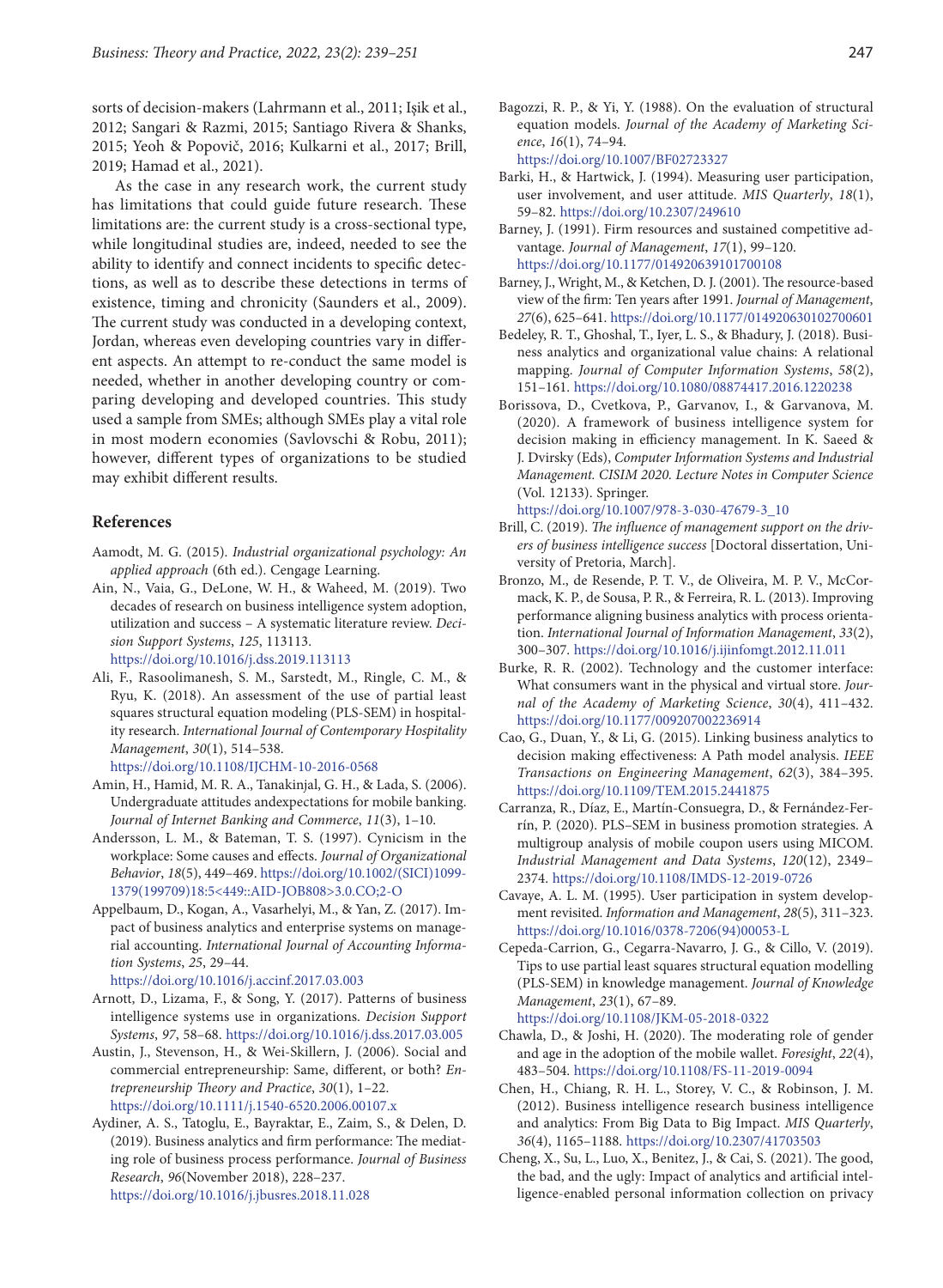sorts of decision-makers (Lahrmann et al., 2011; Işik et al., 2012; Sangari & Razmi, 2015; Santiago Rivera & Shanks, 2015; Yeoh & Popovič, 2016; Kulkarni et al., 2017; Brill, 2019; Hamad et al., 2021).

As the case in any research work, the current study has limitations that could guide future research. These limitations are: the current study is a cross-sectional type, while longitudinal studies are, indeed, needed to see the ability to identify and connect incidents to specific detections, as well as to describe these detections in terms of existence, timing and chronicity (Saunders et al., 2009). The current study was conducted in a developing context, Jordan, whereas even developing countries vary in different aspects. An attempt to re-conduct the same model is needed, whether in another developing country or comparing developing and developed countries. This study used a sample from SMEs; although SMEs play a vital role in most modern economies (Savlovschi & Robu, 2011); however, different types of organizations to be studied may exhibit different results.

## References

Aamodt, M. G. (2015). *Industrial organizational psychology: An applied approach* (6th ed.). Cengage Learning.

Ain, N., Vaia, G., DeLone, W. H., & Waheed, M. (2019). Two decades of research on business intelligence system adoption, utilization and success – A systematic literature review. *Decision Support Systems*, *125*, 113113. https://doi.org/10.1016/j.dss.2019.113113

Ali, F., Rasoolimanesh, S. M., Sarstedt, M., Ringle, C. M., & Ryu, K. (2018). An assessment of the use of partial least squares structural equation modeling (PLS-SEM) in hospitality research. *International Journal of Contemporary Hospitality Management*, *30*(1), 514–538. https://doi.org/10.1108/IJCHM-10-2016-0568

Amin, H., Hamid, M. R. A., Tanakinjal, G. H., & Lada, S. (2006). Undergraduate attitudes andexpectations for mobile banking. *Journal of Internet Banking and Commerce*, *11*(3), 1–10.

Andersson, L. M., & Bateman, T. S. (1997). Cynicism in the workplace: Some causes and effects. *Journal of Organizational Behavior*, *18*(5), 449–469. https://doi.org/10.1002/(SICI)1099-1379(199709)18:5<449::AID-JOB808>3.0.CO;2-O

Appelbaum, D., Kogan, A., Vasarhelyi, M., & Yan, Z. (2017). Impact of business analytics and enterprise systems on managerial accounting. *International Journal of Accounting Information Systems*, *25*, 29–44. https://doi.org/10.1016/j.accinf.2017.03.003

Arnott, D., Lizama, F., & Song, Y. (2017). Patterns of business intelligence systems use in organizations. *Decision Support Systems*, *97*, 58–68. https://doi.org/10.1016/j.dss.2017.03.005

Austin, J., Stevenson, H., & Wei-Skillern, J. (2006). Social and commercial entrepreneurship: Same, different, or both? *Entrepreneurship Theory and Practice*, *30*(1), 1–22. https://doi.org/10.1111/j.1540-6520.2006.00107.x

Aydiner, A. S., Tatoglu, E., Bayraktar, E., Zaim, S., & Delen, D. (2019). Business analytics and firm performance: The mediating role of business process performance. *Journal of Business Research*, *96*(November 2018), 228–237. https://doi.org/10.1016/j.jbusres.2018.11.028

Bagozzi, R. P., & Yi, Y. (1988). On the evaluation of structural equation models. *Journal of the Academy of Marketing Science*, *16*(1), 74–94. https://doi.org/10.1007/BF02723327

Barki, H., & Hartwick, J. (1994). Measuring user participation, user involvement, and user attitude. *MIS Quarterly*, *18*(1), 59–82. https://doi.org/10.2307/249610

Barney, J. (1991). Firm resources and sustained competitive advantage. *Journal of Management*, *17*(1), 99–120. https://doi.org/10.1177/014920639101700108

Barney, J., Wright, M., & Ketchen, D. J. (2001). The resource-based view of the firm: Ten years after 1991. *Journal of Management*, *27*(6), 625–641. https://doi.org/10.1177/014920630102700601

Bedeley, R. T., Ghoshal, T., Iyer, L. S., & Bhadury, J. (2018). Business analytics and organizational value chains: A relational mapping. *Journal of Computer Information Systems*, *58*(2), 151–161. https://doi.org/10.1080/08874417.2016.1220238

Borissova, D., Cvetkova, P., Garvanov, I., & Garvanova, M. (2020). A framework of business intelligence system for decision making in efficiency management. In K. Saeed & J. Dvirsky (Eds), *Computer Information Systems and Industrial Management. CISIM 2020. Lecture Notes in Computer Science* (Vol. 12133). Springer. https://doi.org/10.1007/978-3-030-47679-3_10

Brill, C. (2019). *The influence of management support on the drivers of business intelligence success* [Doctoral dissertation, University of Pretoria, March].

Bronzo, M., de Resende, P. T. V., de Oliveira, M. P. V., McCormack, K. P., de Sousa, P. R., & Ferreira, R. L. (2013). Improving performance aligning business analytics with process orientation. *International Journal of Information Management*, *33*(2), 300–307. https://doi.org/10.1016/j.ijinfomgt.2012.11.011

Burke, R. R. (2002). Technology and the customer interface: What consumers want in the physical and virtual store. *Journal of the Academy of Marketing Science*, *30*(4), 411–432. https://doi.org/10.1177/009207002236914

Cao, G., Duan, Y., & Li, G. (2015). Linking business analytics to decision making effectiveness: A Path model analysis. *IEEE Transactions on Engineering Management*, *62*(3), 384–395. https://doi.org/10.1109/TEM.2015.2441875

Carranza, R., Díaz, E., Martín-Consuegra, D., & Fernández-Ferrín, P. (2020). PLS–SEM in business promotion strategies. A multigroup analysis of mobile coupon users using MICOM. *Industrial Management and Data Systems*, *120*(12), 2349–2374. https://doi.org/10.1108/IMDS-12-2019-0726

Cavaye, A. L. M. (1995). User participation in system development revisited. *Information and Management*, *28*(5), 311–323. https://doi.org/10.1016/0378-7206(94)00053-L

Cepeda-Carrion, G., Cegarra-Navarro, J. G., & Cillo, V. (2019). Tips to use partial least squares structural equation modelling (PLS-SEM) in knowledge management. *Journal of Knowledge Management*, *23*(1), 67–89. https://doi.org/10.1108/JKM-05-2018-0322

Chawla, D., & Joshi, H. (2020). The moderating role of gender and age in the adoption of the mobile wallet. *Foresight*, *22*(4), 483–504. https://doi.org/10.1108/FS-11-2019-0094

Chen, H., Chiang, R. H. L., Storey, V. C., & Robinson, J. M. (2012). Business intelligence research business intelligence and analytics: From Big Data to Big Impact. *MIS Quarterly*, *36*(4), 1165–1188. https://doi.org/10.2307/41703503

Cheng, X., Su, L., Luo, X., Benitez, J., & Cai, S. (2021). The good, the bad, and the ugly: Impact of analytics and artificial intelligence-enabled personal information collection on privacy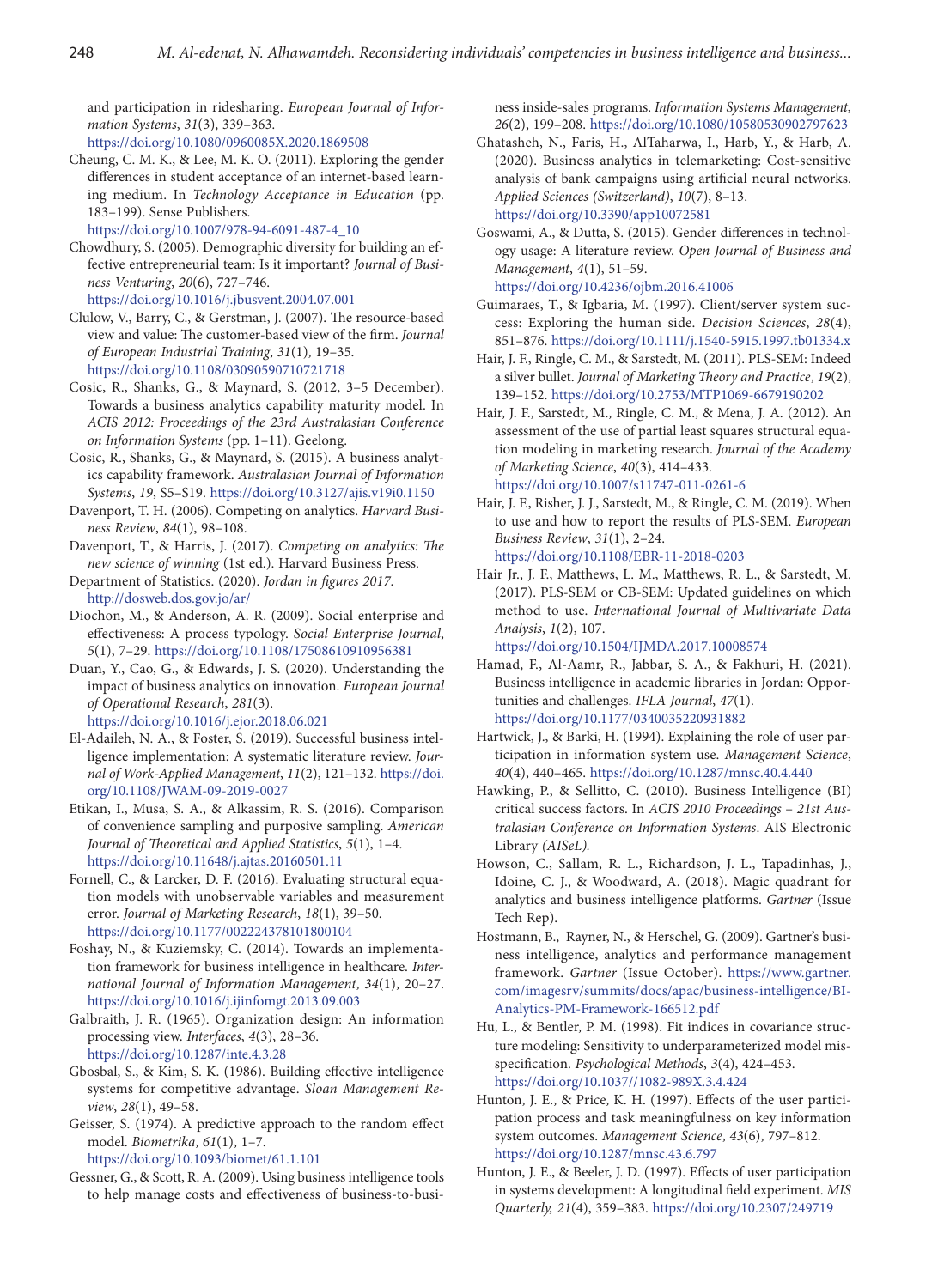and participation in ridesharing. *European Journal of Information Systems*, *31*(3), 339–363. https://doi.org/10.1080/0960085X.2020.1869508

Cheung, C. M. K., & Lee, M. K. O. (2011). Exploring the gender differences in student acceptance of an internet-based learning medium. In *Technology Acceptance in Education* (pp. 183–199). Sense Publishers. https://doi.org/10.1007/978-94-6091-487-4_10

Chowdhury, S. (2005). Demographic diversity for building an effective entrepreneurial team: Is it important? *Journal of Business Venturing*, *20*(6), 727–746. https://doi.org/10.1016/j.jbusvent.2004.07.001

Clulow, V., Barry, C., & Gerstman, J. (2007). The resource-based view and value: The customer-based view of the firm. *Journal of European Industrial Training*, *31*(1), 19–35. https://doi.org/10.1108/03090590710721718

Cosic, R., Shanks, G., & Maynard, S. (2012, 3–5 December). Towards a business analytics capability maturity model. In *ACIS 2012: Proceedings of the 23rd Australasian Conference on Information Systems* (pp. 1–11). Geelong.

Cosic, R., Shanks, G., & Maynard, S. (2015). A business analytics capability framework. *Australasian Journal of Information Systems*, *19*, S5–S19. https://doi.org/10.3127/ajis.v19i0.1150

Davenport, T. H. (2006). Competing on analytics. *Harvard Business Review*, *84*(1), 98–108.

Davenport, T., & Harris, J. (2017). *Competing on analytics: The new science of winning* (1st ed.). Harvard Business Press.

Department of Statistics. (2020). *Jordan in figures 2017*. http://dosweb.dos.gov.jo/ar/

Diochon, M., & Anderson, A. R. (2009). Social enterprise and effectiveness: A process typology. *Social Enterprise Journal*, *5*(1), 7–29. https://doi.org/10.1108/17508610910956381

Duan, Y., Cao, G., & Edwards, J. S. (2020). Understanding the impact of business analytics on innovation. *European Journal of Operational Research*, *281*(3). https://doi.org/10.1016/j.ejor.2018.06.021

El-Adaileh, N. A., & Foster, S. (2019). Successful business intelligence implementation: A systematic literature review. *Journal of Work-Applied Management*, *11*(2), 121–132. https://doi.org/10.1108/JWAM-09-2019-0027

Etikan, I., Musa, S. A., & Alkassim, R. S. (2016). Comparison of convenience sampling and purposive sampling. *American Journal of Theoretical and Applied Statistics*, *5*(1), 1–4. https://doi.org/10.11648/j.ajtas.20160501.11

Fornell, C., & Larcker, D. F. (2016). Evaluating structural equation models with unobservable variables and measurement error. *Journal of Marketing Research*, *18*(1), 39–50. https://doi.org/10.1177/002224378101800104

Foshay, N., & Kuziemsky, C. (2014). Towards an implementation framework for business intelligence in healthcare. *International Journal of Information Management*, *34*(1), 20–27. https://doi.org/10.1016/j.ijinfomgt.2013.09.003

Galbraith, J. R. (1965). Organization design: An information processing view. *Interfaces*, *4*(3), 28–36. https://doi.org/10.1287/inte.4.3.28

Gbosbal, S., & Kim, S. K. (1986). Building effective intelligence systems for competitive advantage. *Sloan Management Review*, *28*(1), 49–58.

Geisser, S. (1974). A predictive approach to the random effect model. *Biometrika*, *61*(1), 1–7. https://doi.org/10.1093/biomet/61.1.101

Gessner, G., & Scott, R. A. (2009). Using business intelligence tools to help manage costs and effectiveness of business-to-business inside-sales programs. *Information Systems Management*, *26*(2), 199–208. https://doi.org/10.1080/10580530902797623

Ghatasheh, N., Faris, H., AlTaharwa, I., Harb, Y., & Harb, A. (2020). Business analytics in telemarketing: Cost-sensitive analysis of bank campaigns using artificial neural networks. *Applied Sciences (Switzerland)*, *10*(7), 8–13. https://doi.org/10.3390/app10072581

Goswami, A., & Dutta, S. (2015). Gender differences in technology usage: A literature review. *Open Journal of Business and Management*, *4*(1), 51–59. https://doi.org/10.4236/ojbm.2016.41006

Guimaraes, T., & Igbaria, M. (1997). Client/server system success: Exploring the human side. *Decision Sciences*, *28*(4), 851–876. https://doi.org/10.1111/j.1540-5915.1997.tb01334.x

Hair, J. F., Ringle, C. M., & Sarstedt, M. (2011). PLS-SEM: Indeed a silver bullet. *Journal of Marketing Theory and Practice*, *19*(2), 139–152. https://doi.org/10.2753/MTP1069-6679190202

Hair, J. F., Sarstedt, M., Ringle, C. M., & Mena, J. A. (2012). An assessment of the use of partial least squares structural equation modeling in marketing research. *Journal of the Academy of Marketing Science*, *40*(3), 414–433. https://doi.org/10.1007/s11747-011-0261-6

Hair, J. F., Risher, J. J., Sarstedt, M., & Ringle, C. M. (2019). When to use and how to report the results of PLS-SEM. *European Business Review*, *31*(1), 2–24. https://doi.org/10.1108/EBR-11-2018-0203

Hair Jr., J. F., Matthews, L. M., Matthews, R. L., & Sarstedt, M. (2017). PLS-SEM or CB-SEM: Updated guidelines on which method to use. *International Journal of Multivariate Data Analysis*, *1*(2), 107. https://doi.org/10.1504/IJMDA.2017.10008574

Hamad, F., Al-Aamr, R., Jabbar, S. A., & Fakhuri, H. (2021). Business intelligence in academic libraries in Jordan: Opportunities and challenges. *IFLA Journal*, *47*(1). https://doi.org/10.1177/0340035220931882

Hartwick, J., & Barki, H. (1994). Explaining the role of user participation in information system use. *Management Science*, *40*(4), 440–465. https://doi.org/10.1287/mnsc.40.4.440

Hawking, P., & Sellitto, C. (2010). Business Intelligence (BI) critical success factors. In *ACIS 2010 Proceedings – 21st Australasian Conference on Information Systems*. AIS Electronic Library *(AISeL).*

Howson, C., Sallam, R. L., Richardson, J. L., Tapadinhas, J., Idoine, C. J., & Woodward, A. (2018). Magic quadrant for analytics and business intelligence platforms. *Gartner* (Issue Tech Rep).

Hostmann, B., Rayner, N., & Herschel, G. (2009). Gartner's business intelligence, analytics and performance management framework. *Gartner* (Issue October). https://www.gartner.com/imagesrv/summits/docs/apac/business-intelligence/BI-Analytics-PM-Framework-166512.pdf

Hu, L., & Bentler, P. M. (1998). Fit indices in covariance structure modeling: Sensitivity to underparameterized model misspecification. *Psychological Methods*, *3*(4), 424–453. https://doi.org/10.1037//1082-989X.3.4.424

Hunton, J. E., & Price, K. H. (1997). Effects of the user participation process and task meaningfulness on key information system outcomes. *Management Science*, *43*(6), 797–812. https://doi.org/10.1287/mnsc.43.6.797

Hunton, J. E., & Beeler, J. D. (1997). Effects of user participation in systems development: A longitudinal field experiment. *MIS Quarterly, 21*(4), 359–383. https://doi.org/10.2307/249719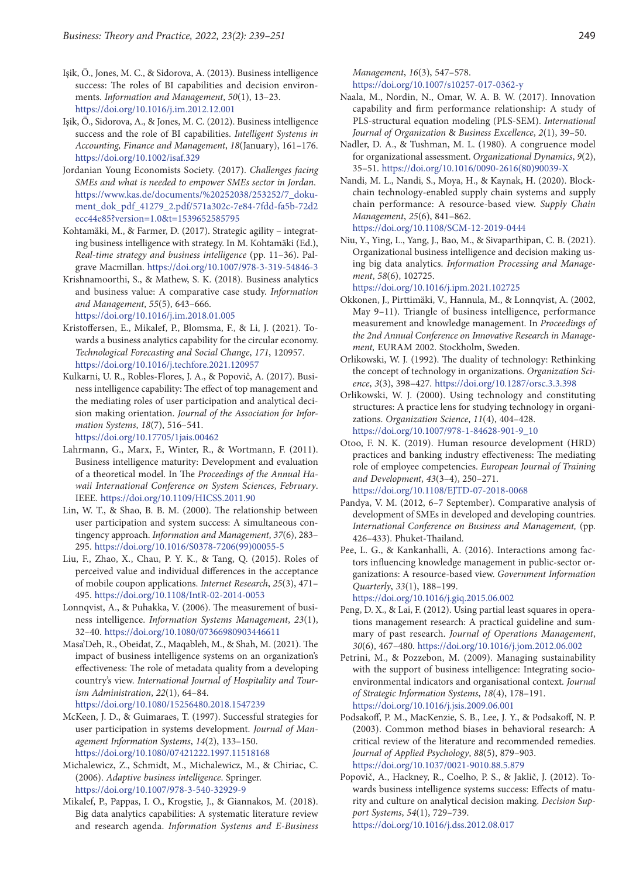Işik, Ö., Jones, M. C., & Sidorova, A. (2013). Business intelligence success: The roles of BI capabilities and decision environments. *Information and Management*, *50*(1), 13–23. https://doi.org/10.1016/j.im.2012.12.001

Işik, Ö., Sidorova, A., & Jones, M. C. (2012). Business intelligence success and the role of BI capabilities. *Intelligent Systems in Accounting, Finance and Management*, *18*(January), 161–176. https://doi.org/10.1002/isaf.329

Jordanian Young Economists Society. (2017). *Challenges facing SMEs and what is needed to empower SMEs sector in Jordan*. https://www.kas.de/documents/%20252038/253252/7_dokument_dok_pdf_41279_2.pdf/571a302c-7e84-7fdd-fa5b-72d2ecc44e85?version=1.0&t=1539652585795

Kohtamäki, M., & Farmer, D. (2017). Strategic agility – integrating business intelligence with strategy. In M. Kohtamäki (Ed.), *Real-time strategy and business intelligence* (pp. 11–36). Palgrave Macmillan. https://doi.org/10.1007/978-3-319-54846-3

Krishnamoorthi, S., & Mathew, S. K. (2018). Business analytics and business value: A comparative case study. *Information and Management*, *55*(5), 643–666. https://doi.org/10.1016/j.im.2018.01.005

Kristoffersen, E., Mikalef, P., Blomsma, F., & Li, J. (2021). Towards a business analytics capability for the circular economy. *Technological Forecasting and Social Change*, *171*, 120957. https://doi.org/10.1016/j.techfore.2021.120957

Kulkarni, U. R., Robles-Flores, J. A., & Popovič, A. (2017). Business intelligence capability: The effect of top management and the mediating roles of user participation and analytical decision making orientation. *Journal of the Association for Information Systems*, *18*(7), 516–541. https://doi.org/10.17705/1jais.00462

Lahrmann, G., Marx, F., Winter, R., & Wortmann, F. (2011). Business intelligence maturity: Development and evaluation of a theoretical model. In The *Proceedings of the Annual Hawaii International Conference on System Sciences*, *February*. IEEE. https://doi.org/10.1109/HICSS.2011.90

Lin, W. T., & Shao, B. B. M. (2000). The relationship between user participation and system success: A simultaneous contingency approach. *Information and Management*, *37*(6), 283–295. https://doi.org/10.1016/S0378-7206(99)00055-5

Liu, F., Zhao, X., Chau, P. Y. K., & Tang, Q. (2015). Roles of perceived value and individual differences in the acceptance of mobile coupon applications. *Internet Research*, *25*(3), 471–495. https://doi.org/10.1108/IntR-02-2014-0053

Lonnqvist, A., & Puhakka, V. (2006). The measurement of business intelligence. *Information Systems Management*, *23*(1), 32–40. https://doi.org/10.1080/07366980903446611

Masa'Deh, R., Obeidat, Z., Maqableh, M., & Shah, M. (2021). The impact of business intelligence systems on an organization's effectiveness: The role of metadata quality from a developing country's view. *International Journal of Hospitality and Tourism Administration*, *22*(1), 64–84. https://doi.org/10.1080/15256480.2018.1547239

McKeen, J. D., & Guimaraes, T. (1997). Successful strategies for user participation in systems development. *Journal of Management Information Systems*, *14*(2), 133–150. https://doi.org/10.1080/07421222.1997.11518168

Michalewicz, Z., Schmidt, M., Michalewicz, M., & Chiriac, C. (2006). *Adaptive business intelligence*. Springer. https://doi.org/10.1007/978-3-540-32929-9

Mikalef, P., Pappas, I. O., Krogstie, J., & Giannakos, M. (2018). Big data analytics capabilities: A systematic literature review and research agenda. *Information Systems and E-Business Management*, *16*(3), 547–578. https://doi.org/10.1007/s10257-017-0362-y

Naala, M., Nordin, N., Omar, W. A. B. W. (2017). Innovation capability and firm performance relationship: A study of PLS-structural equation modeling (PLS-SEM). *International Journal of Organization & Business Excellence*, *2*(1), 39–50.

Nadler, D. A., & Tushman, M. L. (1980). A congruence model for organizational assessment. *Organizational Dynamics*, *9*(2), 35–51. https://doi.org/10.1016/0090-2616(80)90039-X

Nandi, M. L., Nandi, S., Moya, H., & Kaynak, H. (2020). Blockchain technology-enabled supply chain systems and supply chain performance: A resource-based view. *Supply Chain Management*, *25*(6), 841–862. https://doi.org/10.1108/SCM-12-2019-0444

Niu, Y., Ying, L., Yang, J., Bao, M., & Sivaparthipan, C. B. (2021). Organizational business intelligence and decision making using big data analytics. *Information Processing and Management*, *58*(6), 102725. https://doi.org/10.1016/j.ipm.2021.102725

Okkonen, J., Pirttimäki, V., Hannula, M., & Lonnqvist, A. (2002, May 9–11). Triangle of business intelligence, performance measurement and knowledge management. In *Proceedings of the 2nd Annual Conference on Innovative Research in Management,* EURAM 2002. Stockholm, Sweden.

Orlikowski, W. J. (1992). The duality of technology: Rethinking the concept of technology in organizations. *Organization Science*, *3*(3), 398–427. https://doi.org/10.1287/orsc.3.3.398

Orlikowski, W. J. (2000). Using technology and constituting structures: A practice lens for studying technology in organizations. *Organization Science*, *11*(4), 404–428. https://doi.org/10.1007/978-1-84628-901-9_10

Otoo, F. N. K. (2019). Human resource development (HRD) practices and banking industry effectiveness: The mediating role of employee competencies. *European Journal of Training and Development*, *43*(3–4), 250–271. https://doi.org/10.1108/EJTD-07-2018-0068

Pandya, V. M. (2012, 6–7 September). Comparative analysis of development of SMEs in developed and developing countries. *International Conference on Business and Management,* (pp. 426–433). Phuket-Thailand.

Pee, L. G., & Kankanhalli, A. (2016). Interactions among factors influencing knowledge management in public-sector organizations: A resource-based view. *Government Information Quarterly*, *33*(1), 188–199. https://doi.org/10.1016/j.giq.2015.06.002

Peng, D. X., & Lai, F. (2012). Using partial least squares in operations management research: A practical guideline and summary of past research. *Journal of Operations Management*, *30*(6), 467–480. https://doi.org/10.1016/j.jom.2012.06.002

Petrini, M., & Pozzebon, M. (2009). Managing sustainability with the support of business intelligence: Integrating socio-environmental indicators and organisational context. *Journal of Strategic Information Systems*, *18*(4), 178–191. https://doi.org/10.1016/j.jsis.2009.06.001

Podsakoff, P. M., MacKenzie, S. B., Lee, J. Y., & Podsakoff, N. P. (2003). Common method biases in behavioral research: A critical review of the literature and recommended remedies. *Journal of Applied Psychology*, *88*(5), 879–903. https://doi.org/10.1037/0021-9010.88.5.879

Popovič, A., Hackney, R., Coelho, P. S., & Jaklič, J. (2012). Towards business intelligence systems success: Effects of maturity and culture on analytical decision making. *Decision Support Systems*, *54*(1), 729–739. https://doi.org/10.1016/j.dss.2012.08.017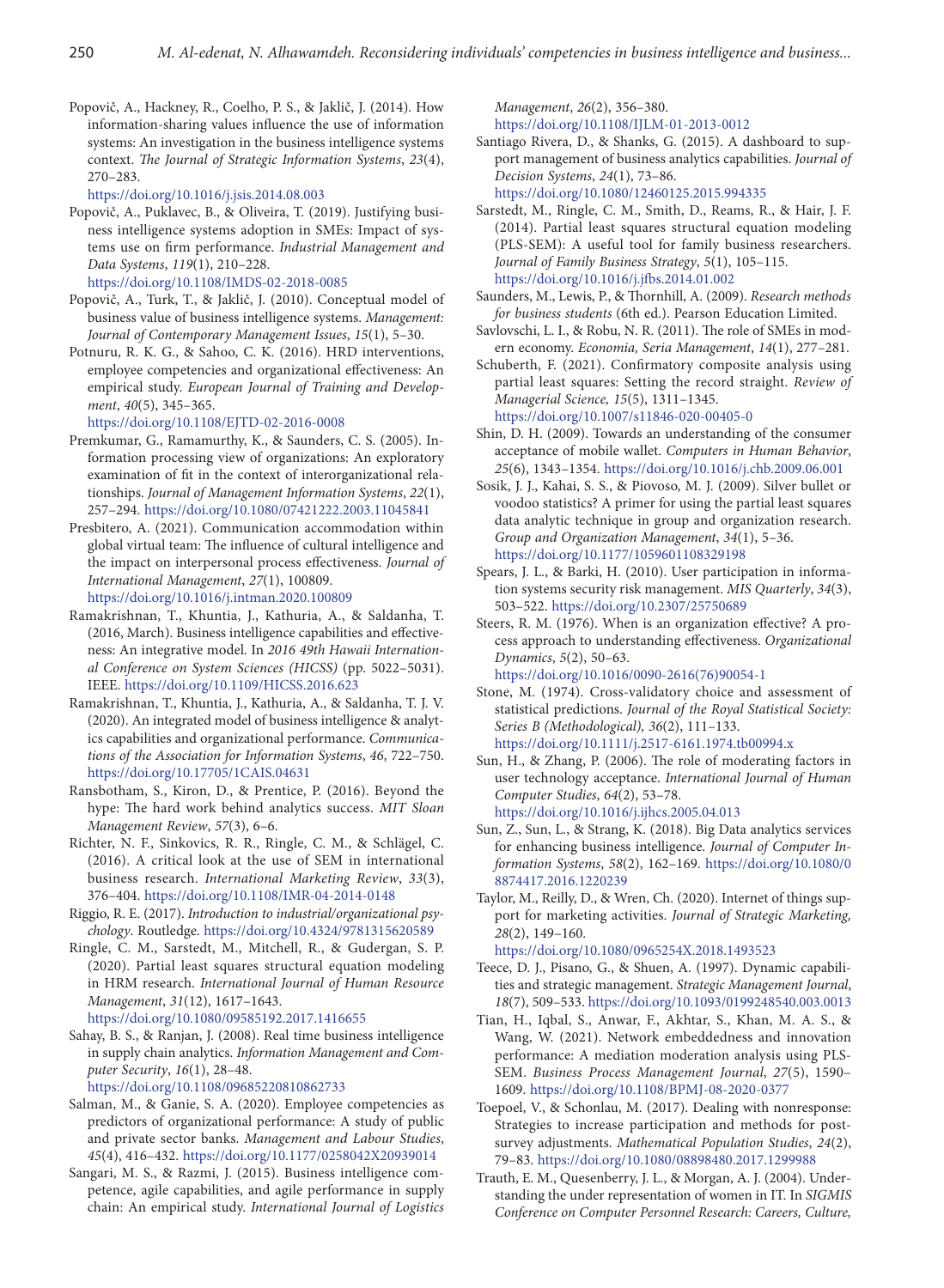Popovič, A., Hackney, R., Coelho, P. S., & Jaklič, J. (2014). How information-sharing values influence the use of information systems: An investigation in the business intelligence systems context. *The Journal of Strategic Information Systems*, *23*(4), 270–283. https://doi.org/10.1016/j.jsis.2014.08.003

Popovič, A., Puklavec, B., & Oliveira, T. (2019). Justifying business intelligence systems adoption in SMEs: Impact of systems use on firm performance. *Industrial Management and Data Systems*, *119*(1), 210–228. https://doi.org/10.1108/IMDS-02-2018-0085

Popovič, A., Turk, T., & Jaklič, J. (2010). Conceptual model of business value of business intelligence systems. *Management: Journal of Contemporary Management Issues*, *15*(1), 5–30.

Potnuru, R. K. G., & Sahoo, C. K. (2016). HRD interventions, employee competencies and organizational effectiveness: An empirical study. *European Journal of Training and Development*, *40*(5), 345–365. https://doi.org/10.1108/EJTD-02-2016-0008

Premkumar, G., Ramamurthy, K., & Saunders, C. S. (2005). Information processing view of organizations: An exploratory examination of fit in the context of interorganizational relationships. *Journal of Management Information Systems*, *22*(1), 257–294. https://doi.org/10.1080/07421222.2003.11045841

Presbitero, A. (2021). Communication accommodation within global virtual team: The influence of cultural intelligence and the impact on interpersonal process effectiveness. *Journal of International Management*, *27*(1), 100809. https://doi.org/10.1016/j.intman.2020.100809

Ramakrishnan, T., Khuntia, J., Kathuria, A., & Saldanha, T. (2016, March). Business intelligence capabilities and effectiveness: An integrative model. In *2016 49th Hawaii International Conference on System Sciences (HICSS)* (pp. 5022–5031). IEEE. https://doi.org/10.1109/HICSS.2016.623

Ramakrishnan, T., Khuntia, J., Kathuria, A., & Saldanha, T. J. V. (2020). An integrated model of business intelligence & analytics capabilities and organizational performance. *Communications of the Association for Information Systems*, *46*, 722–750. https://doi.org/10.17705/1CAIS.04631

Ransbotham, S., Kiron, D., & Prentice, P. (2016). Beyond the hype: The hard work behind analytics success. *MIT Sloan Management Review*, *57*(3), 6–6.

Richter, N. F., Sinkovics, R. R., Ringle, C. M., & Schlägel, C. (2016). A critical look at the use of SEM in international business research. *International Marketing Review*, *33*(3), 376–404. https://doi.org/10.1108/IMR-04-2014-0148

Riggio, R. E. (2017). *Introduction to industrial/organizational psychology*. Routledge. https://doi.org/10.4324/9781315620589

Ringle, C. M., Sarstedt, M., Mitchell, R., & Gudergan, S. P. (2020). Partial least squares structural equation modeling in HRM research. *International Journal of Human Resource Management*, *31*(12), 1617–1643. https://doi.org/10.1080/09585192.2017.1416655

Sahay, B. S., & Ranjan, J. (2008). Real time business intelligence in supply chain analytics. *Information Management and Computer Security*, *16*(1), 28–48. https://doi.org/10.1108/09685220810862733

Salman, M., & Ganie, S. A. (2020). Employee competencies as predictors of organizational performance: A study of public and private sector banks. *Management and Labour Studies*, *45*(4), 416–432. https://doi.org/10.1177/0258042X20939014

Sangari, M. S., & Razmi, J. (2015). Business intelligence competence, agile capabilities, and agile performance in supply chain: An empirical study. *International Journal of Logistics Management*, *26*(2), 356–380. https://doi.org/10.1108/IJLM-01-2013-0012

Santiago Rivera, D., & Shanks, G. (2015). A dashboard to support management of business analytics capabilities. *Journal of Decision Systems*, *24*(1), 73–86. https://doi.org/10.1080/12460125.2015.994335

Sarstedt, M., Ringle, C. M., Smith, D., Reams, R., & Hair, J. F. (2014). Partial least squares structural equation modeling (PLS-SEM): A useful tool for family business researchers. *Journal of Family Business Strategy*, *5*(1), 105–115. https://doi.org/10.1016/j.jfbs.2014.01.002

Saunders, M., Lewis, P., & Thornhill, A. (2009). *Research methods for business students* (6th ed.). Pearson Education Limited.

Savlovschi, L. I., & Robu, N. R. (2011). The role of SMEs in modern economy. *Economia, Seria Management*, *14*(1), 277–281.

Schuberth, F. (2021). Confirmatory composite analysis using partial least squares: Setting the record straight. *Review of Managerial Science, 15*(5), 1311–1345. https://doi.org/10.1007/s11846-020-00405-0

Shin, D. H. (2009). Towards an understanding of the consumer acceptance of mobile wallet. *Computers in Human Behavior*, *25*(6), 1343–1354. https://doi.org/10.1016/j.chb.2009.06.001

Sosik, J. J., Kahai, S. S., & Piovoso, M. J. (2009). Silver bullet or voodoo statistics? A primer for using the partial least squares data analytic technique in group and organization research. *Group and Organization Management*, *34*(1), 5–36. https://doi.org/10.1177/1059601108329198

Spears, J. L., & Barki, H. (2010). User participation in information systems security risk management. *MIS Quarterly*, *34*(3), 503–522. https://doi.org/10.2307/25750689

Steers, R. M. (1976). When is an organization effective? A process approach to understanding effectiveness. *Organizational Dynamics*, *5*(2), 50–63. https://doi.org/10.1016/0090-2616(76)90054-1

Stone, M. (1974). Cross-validatory choice and assessment of statistical predictions. *Journal of the Royal Statistical Society: Series B (Methodological), 36*(2), 111–133. https://doi.org/10.1111/j.2517-6161.1974.tb00994.x

Sun, H., & Zhang, P. (2006). The role of moderating factors in user technology acceptance. *International Journal of Human Computer Studies*, *64*(2), 53–78. https://doi.org/10.1016/j.ijhcs.2005.04.013

Sun, Z., Sun, L., & Strang, K. (2018). Big Data analytics services for enhancing business intelligence. *Journal of Computer Information Systems*, *58*(2), 162–169. https://doi.org/10.1080/08874417.2016.1220239

Taylor, M., Reilly, D., & Wren, Ch. (2020). Internet of things support for marketing activities. *Journal of Strategic Marketing, 28*(2), 149–160. https://doi.org/10.1080/0965254X.2018.1493523

Teece, D. J., Pisano, G., & Shuen, A. (1997). Dynamic capabilities and strategic management. *Strategic Management Journal*, *18*(7), 509–533. https://doi.org/10.1093/0199248540.003.0013

Tian, H., Iqbal, S., Anwar, F., Akhtar, S., Khan, M. A. S., & Wang, W. (2021). Network embeddedness and innovation performance: A mediation moderation analysis using PLS-SEM. *Business Process Management Journal*, *27*(5), 1590–1609. https://doi.org/10.1108/BPMJ-08-2020-0377

Toepoel, V., & Schonlau, M. (2017). Dealing with nonresponse: Strategies to increase participation and methods for postsurvey adjustments. *Mathematical Population Studies*, *24*(2), 79–83. https://doi.org/10.1080/08898480.2017.1299988

Trauth, E. M., Quesenberry, J. L., & Morgan, A. J. (2004). Understanding the under representation of women in IT. In *SIGMIS Conference on Computer Personnel Research: Careers, Culture,*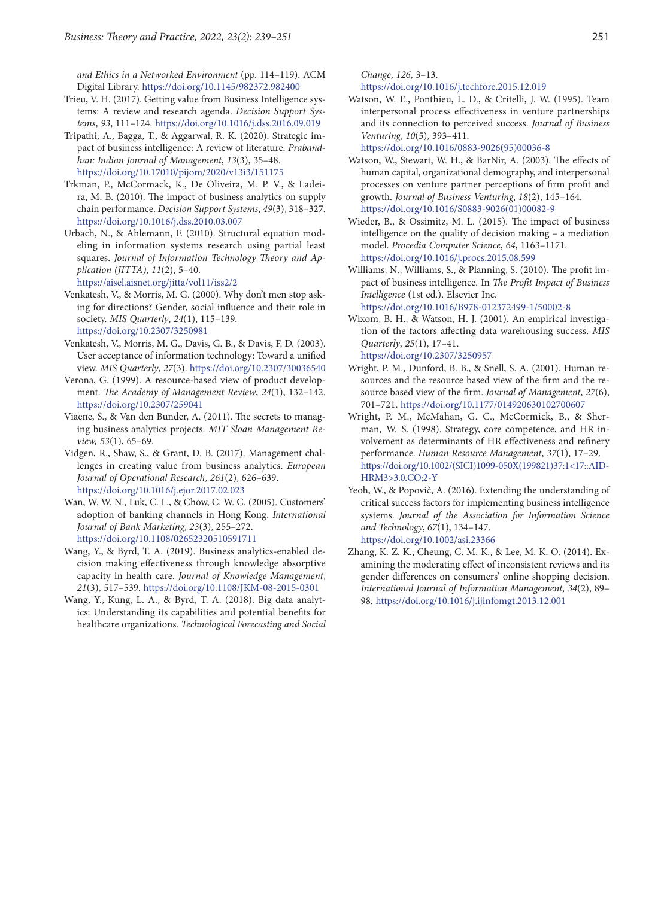*and Ethics in a Networked Environment* (pp. 114–119). ACM Digital Library. https://doi.org/10.1145/982372.982400

Trieu, V. H. (2017). Getting value from Business Intelligence systems: A review and research agenda. *Decision Support Systems*, *93*, 111–124. https://doi.org/10.1016/j.dss.2016.09.019

Tripathi, A., Bagga, T., & Aggarwal, R. K. (2020). Strategic impact of business intelligence: A review of literature. *Prabandhan: Indian Journal of Management*, *13*(3), 35–48. https://doi.org/10.17010/pijom/2020/v13i3/151175

Trkman, P., McCormack, K., De Oliveira, M. P. V., & Ladeira, M. B. (2010). The impact of business analytics on supply chain performance. *Decision Support Systems*, *49*(3), 318–327. https://doi.org/10.1016/j.dss.2010.03.007

Urbach, N., & Ahlemann, F. (2010). Structural equation modeling in information systems research using partial least squares. *Journal of Information Technology Theory and Application (JITTA), 11*(2), 5–40. https://aisel.aisnet.org/jitta/vol11/iss2/2

Venkatesh, V., & Morris, M. G. (2000). Why don't men stop asking for directions? Gender, social influence and their role in society. *MIS Quarterly*, *24*(1), 115–139. https://doi.org/10.2307/3250981

Venkatesh, V., Morris, M. G., Davis, G. B., & Davis, F. D. (2003). User acceptance of information technology: Toward a unified view. *MIS Quarterly*, *27*(3). https://doi.org/10.2307/30036540

Verona, G. (1999). A resource-based view of product development. *The Academy of Management Review*, *24*(1), 132–142. https://doi.org/10.2307/259041

Viaene, S., & Van den Bunder, A. (2011). The secrets to managing business analytics projects. *MIT Sloan Management Review, 53*(1), 65–69.

Vidgen, R., Shaw, S., & Grant, D. B. (2017). Management challenges in creating value from business analytics. *European Journal of Operational Research*, *261*(2), 626–639. https://doi.org/10.1016/j.ejor.2017.02.023

Wan, W. W. N., Luk, C. L., & Chow, C. W. C. (2005). Customers' adoption of banking channels in Hong Kong. *International Journal of Bank Marketing*, *23*(3), 255–272. https://doi.org/10.1108/02652320510591711

Wang, Y., & Byrd, T. A. (2019). Business analytics-enabled decision making effectiveness through knowledge absorptive capacity in health care. *Journal of Knowledge Management*, *21*(3), 517–539. https://doi.org/10.1108/JKM-08-2015-0301

Wang, Y., Kung, L. A., & Byrd, T. A. (2018). Big data analytics: Understanding its capabilities and potential benefits for healthcare organizations. *Technological Forecasting and Social Change*, *126*, 3–13. https://doi.org/10.1016/j.techfore.2015.12.019

Watson, W. E., Ponthieu, L. D., & Critelli, J. W. (1995). Team interpersonal process effectiveness in venture partnerships and its connection to perceived success. *Journal of Business Venturing*, *10*(5), 393–411. https://doi.org/10.1016/0883-9026(95)00036-8

Watson, W., Stewart, W. H., & BarNir, A. (2003). The effects of human capital, organizational demography, and interpersonal processes on venture partner perceptions of firm profit and growth. *Journal of Business Venturing*, *18*(2), 145–164. https://doi.org/10.1016/S0883-9026(01)00082-9

Wieder, B., & Ossimitz, M. L. (2015). The impact of business intelligence on the quality of decision making – a mediation model. *Procedia Computer Science*, *64*, 1163–1171. https://doi.org/10.1016/j.procs.2015.08.599

Williams, N., Williams, S., & Planning, S. (2010). The profit impact of business intelligence. In *The Profit Impact of Business Intelligence* (1st ed.). Elsevier Inc. https://doi.org/10.1016/B978-012372499-1/50002-8

Wixom, B. H., & Watson, H. J. (2001). An empirical investigation of the factors affecting data warehousing success. *MIS Quarterly*, *25*(1), 17–41. https://doi.org/10.2307/3250957

Wright, P. M., Dunford, B. B., & Snell, S. A. (2001). Human resources and the resource based view of the firm and the resource based view of the firm. *Journal of Management*, *27*(6), 701–721. https://doi.org/10.1177/014920630102700607

Wright, P. M., McMahan, G. C., McCormick, B., & Sherman, W. S. (1998). Strategy, core competence, and HR involvement as determinants of HR effectiveness and refinery performance. *Human Resource Management*, *37*(1), 17–29. https://doi.org/10.1002/(SICI)1099-050X(199821)37:1<17::AID-HRM3>3.0.CO;2-Y

Yeoh, W., & Popovič, A. (2016). Extending the understanding of critical success factors for implementing business intelligence systems. *Journal of the Association for Information Science and Technology*, *67*(1), 134–147. https://doi.org/10.1002/asi.23366

Zhang, K. Z. K., Cheung, C. M. K., & Lee, M. K. O. (2014). Examining the moderating effect of inconsistent reviews and its gender differences on consumers' online shopping decision. *International Journal of Information Management*, *34*(2), 89–98. https://doi.org/10.1016/j.ijinfomgt.2013.12.001